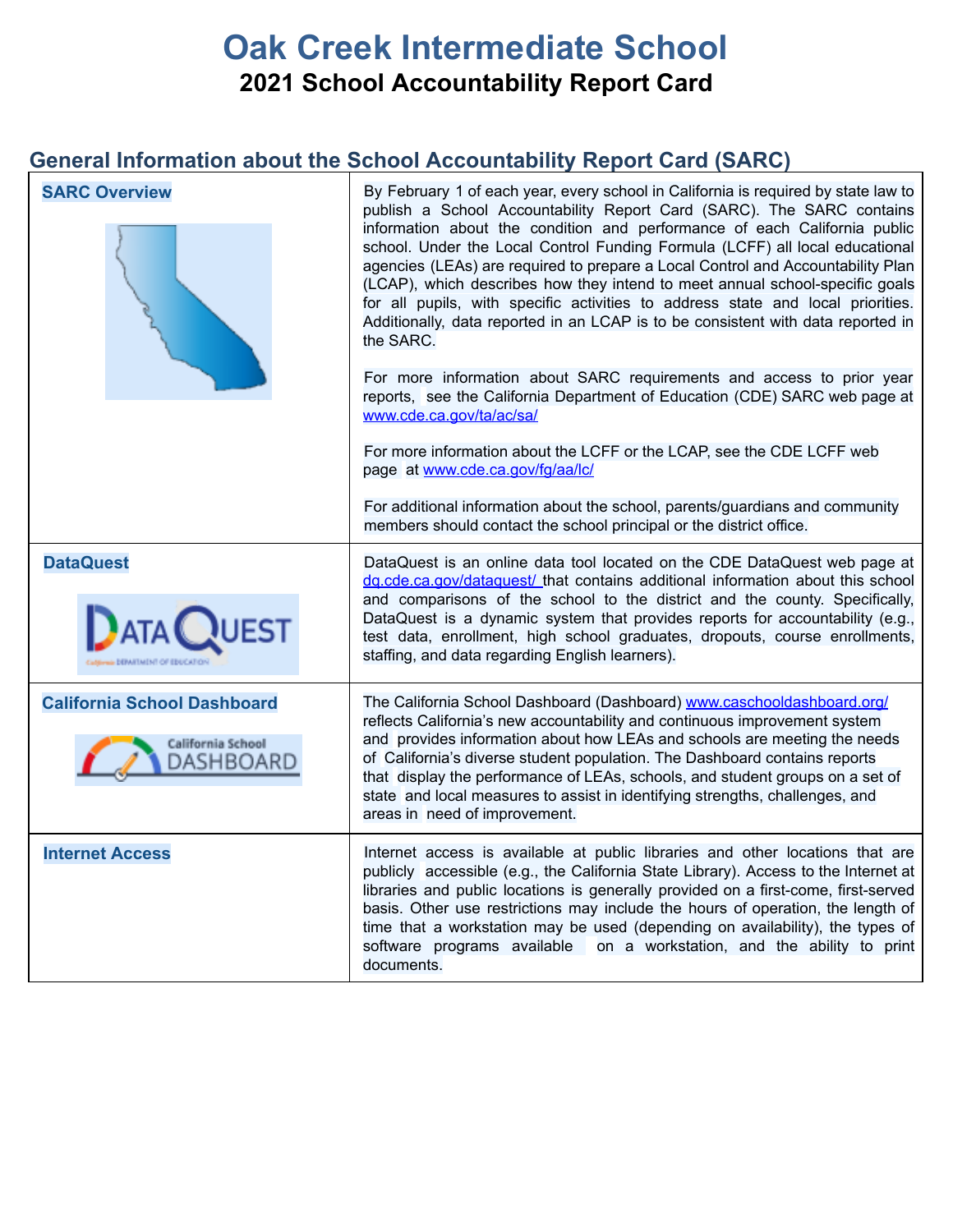# Oak Creek Intermediate School

## 2021 School Accountability Report Card

## General Information about the School Accountability Report Card (SARC)

| | |
|---|---|
| **SARC Overview** | By February 1 of each year, every school in California is required by state law to publish a School Accountability Report Card (SARC). The SARC contains information about the condition and performance of each California public school. Under the Local Control Funding Formula (LCFF) all local educational agencies (LEAs) are required to prepare a Local Control and Accountability Plan (LCAP), which describes how they intend to meet annual school-specific goals for all pupils, with specific activities to address state and local priorities. Additionally, data reported in an LCAP is to be consistent with data reported in the SARC.<br><br>For more information about SARC requirements and access to prior year reports, see the California Department of Education (CDE) SARC web page at www.cde.ca.gov/ta/ac/sa/<br><br>For more information about the LCFF or the LCAP, see the CDE LCFF web page at www.cde.ca.gov/fg/aa/lc/<br><br>For additional information about the school, parents/guardians and community members should contact the school principal or the district office. |
| **DataQuest** | DataQuest is an online data tool located on the CDE DataQuest web page at dq.cde.ca.gov/dataquest/ that contains additional information about this school and comparisons of the school to the district and the county. Specifically, DataQuest is a dynamic system that provides reports for accountability (e.g., test data, enrollment, high school graduates, dropouts, course enrollments, staffing, and data regarding English learners). |
| **California School Dashboard** | The California School Dashboard (Dashboard) www.caschooldashboard.org/ reflects California's new accountability and continuous improvement system and provides information about how LEAs and schools are meeting the needs of California's diverse student population. The Dashboard contains reports that display the performance of LEAs, schools, and student groups on a set of state and local measures to assist in identifying strengths, challenges, and areas in need of improvement. |
| **Internet Access** | Internet access is available at public libraries and other locations that are publicly accessible (e.g., the California State Library). Access to the Internet at libraries and public locations is generally provided on a first-come, first-served basis. Other use restrictions may include the hours of operation, the length of time that a workstation may be used (depending on availability), the types of software programs available on a workstation, and the ability to print documents. |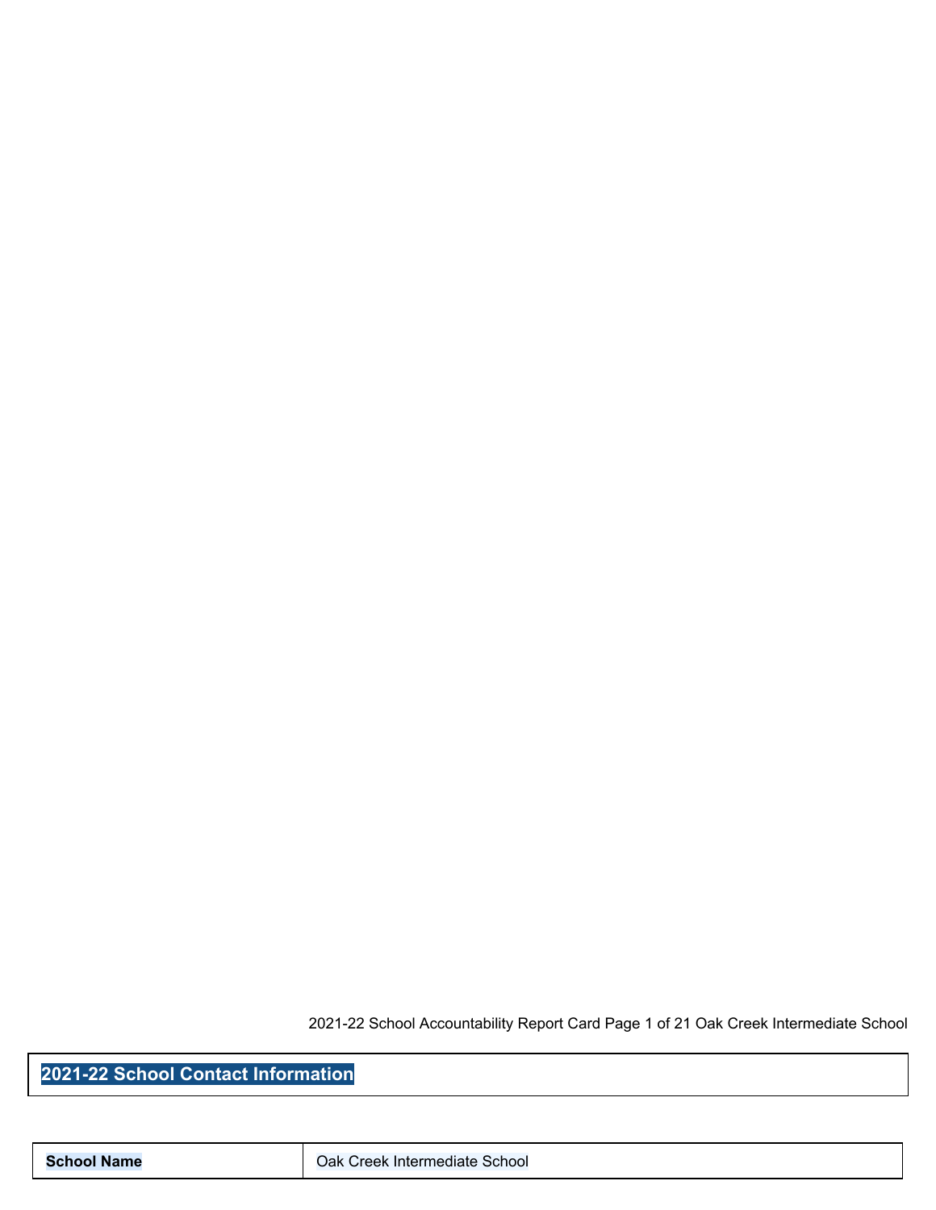## 2021-22 School Contact Information

| School Name | Oak Creek Intermediate School |
|---|---|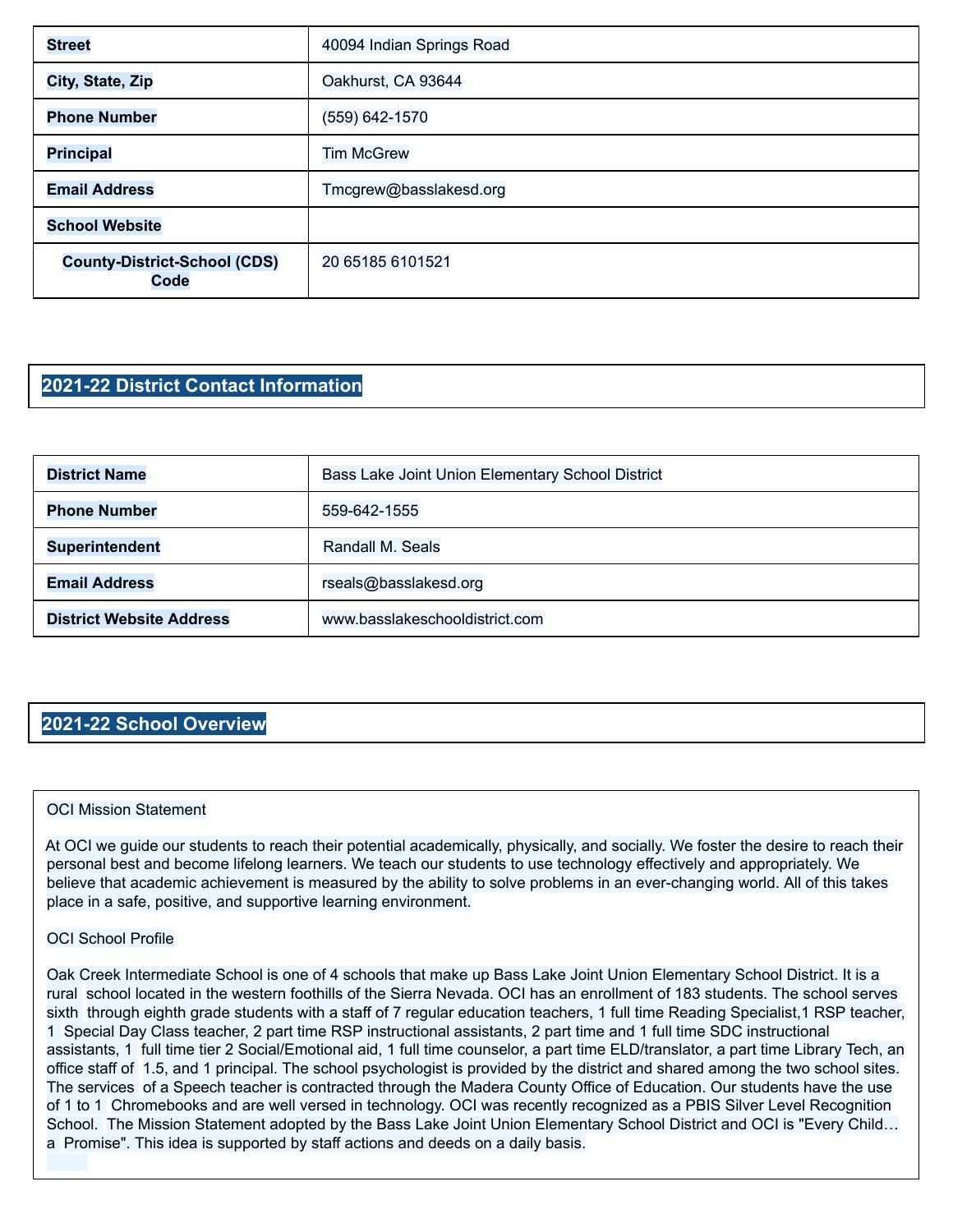| Street | 40094 Indian Springs Road |
| --- | --- |
| City, State, Zip | Oakhurst, CA 93644 |
| Phone Number | (559) 642-1570 |
| Principal | Tim McGrew |
| Email Address | Tmcgrew@basslakesd.org |
| School Website | |
| County-District-School (CDS) Code | 20 65185 6101521 |

## 2021-22 District Contact Information

| District Name | Bass Lake Joint Union Elementary School District |
| --- | --- |
| Phone Number | 559-642-1555 |
| Superintendent | Randall M. Seals |
| Email Address | rseals@basslakesd.org |
| District Website Address | www.basslakeschooldistrict.com |

## 2021-22 School Overview

OCI Mission Statement

At OCI we guide our students to reach their potential academically, physically, and socially. We foster the desire to reach their personal best and become lifelong learners. We teach our students to use technology effectively and appropriately. We believe that academic achievement is measured by the ability to solve problems in an ever-changing world. All of this takes place in a safe, positive, and supportive learning environment.

OCI School Profile

Oak Creek Intermediate School is one of 4 schools that make up Bass Lake Joint Union Elementary School District. It is a rural school located in the western foothills of the Sierra Nevada. OCI has an enrollment of 183 students. The school serves sixth through eighth grade students with a staff of 7 regular education teachers, 1 full time Reading Specialist,1 RSP teacher, 1 Special Day Class teacher, 2 part time RSP instructional assistants, 2 part time and 1 full time SDC instructional assistants, 1 full time tier 2 Social/Emotional aid, 1 full time counselor, a part time ELD/translator, a part time Library Tech, an office staff of 1.5, and 1 principal. The school psychologist is provided by the district and shared among the two school sites. The services of a Speech teacher is contracted through the Madera County Office of Education. Our students have the use of 1 to 1 Chromebooks and are well versed in technology. OCI was recently recognized as a PBIS Silver Level Recognition School. The Mission Statement adopted by the Bass Lake Joint Union Elementary School District and OCI is "Every Child… a Promise". This idea is supported by staff actions and deeds on a daily basis.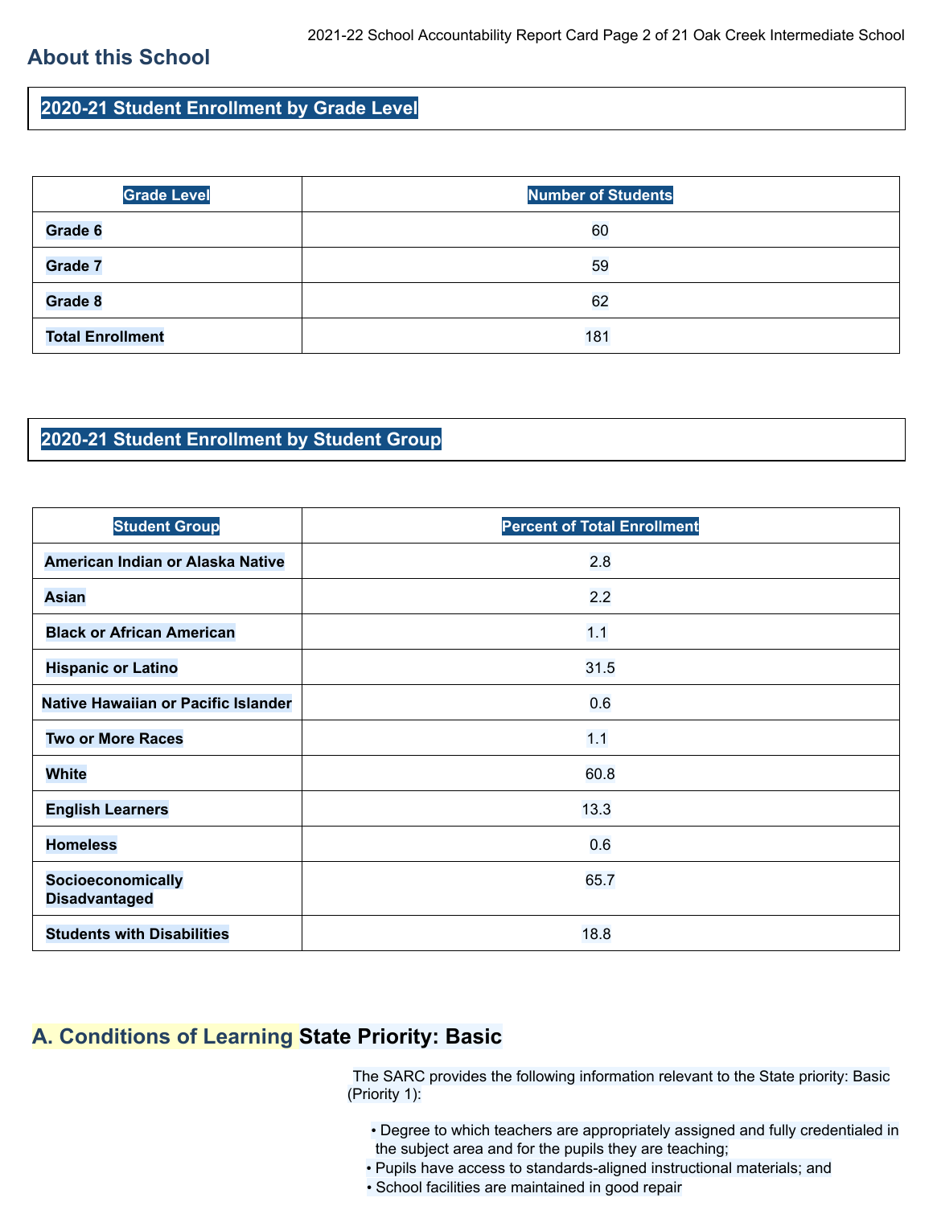## About this School

### 2020-21 Student Enrollment by Grade Level

| Grade Level | Number of Students |
| --- | --- |
| Grade 6 | 60 |
| Grade 7 | 59 |
| Grade 8 | 62 |
| Total Enrollment | 181 |

### 2020-21 Student Enrollment by Student Group

| Student Group | Percent of Total Enrollment |
| --- | --- |
| American Indian or Alaska Native | 2.8 |
| Asian | 2.2 |
| Black or African American | 1.1 |
| Hispanic or Latino | 31.5 |
| Native Hawaiian or Pacific Islander | 0.6 |
| Two or More Races | 1.1 |
| White | 60.8 |
| English Learners | 13.3 |
| Homeless | 0.6 |
| Socioeconomically Disadvantaged | 65.7 |
| Students with Disabilities | 18.8 |

## A. Conditions of Learning State Priority: Basic

The SARC provides the following information relevant to the State priority: Basic (Priority 1):

- Degree to which teachers are appropriately assigned and fully credentialed in the subject area and for the pupils they are teaching;
- Pupils have access to standards-aligned instructional materials; and
- School facilities are maintained in good repair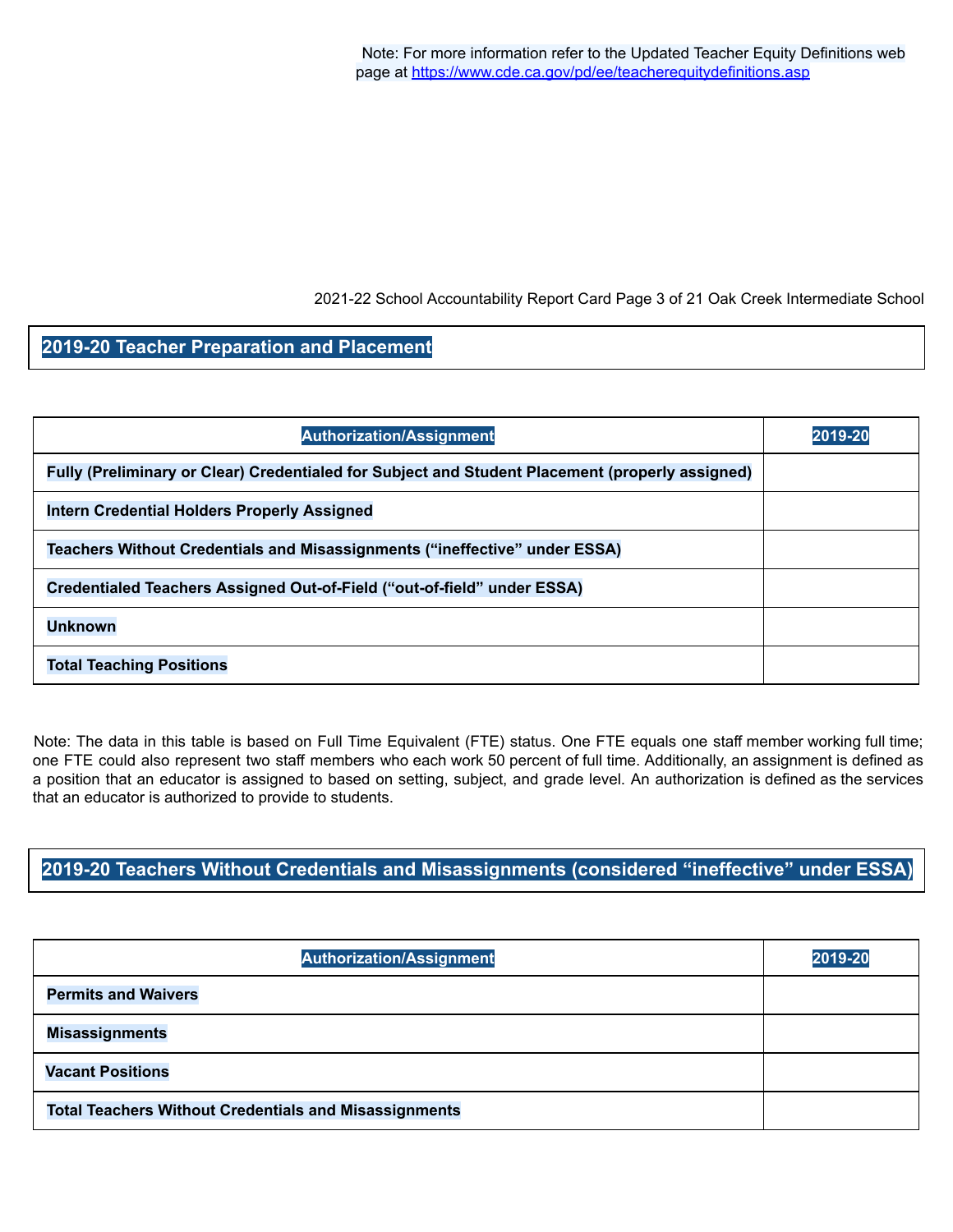Note: For more information refer to the Updated Teacher Equity Definitions web page at https://www.cde.ca.gov/pd/ee/teacherequitydefinitions.asp

## 2019-20 Teacher Preparation and Placement

| Authorization/Assignment | 2019-20 |
|---|---|
| Fully (Preliminary or Clear) Credentialed for Subject and Student Placement (properly assigned) | |
| Intern Credential Holders Properly Assigned | |
| Teachers Without Credentials and Misassignments ("ineffective" under ESSA) | |
| Credentialed Teachers Assigned Out-of-Field ("out-of-field" under ESSA) | |
| Unknown | |
| Total Teaching Positions | |

Note: The data in this table is based on Full Time Equivalent (FTE) status. One FTE equals one staff member working full time; one FTE could also represent two staff members who each work 50 percent of full time. Additionally, an assignment is defined as a position that an educator is assigned to based on setting, subject, and grade level. An authorization is defined as the services that an educator is authorized to provide to students.

## 2019-20 Teachers Without Credentials and Misassignments (considered "ineffective" under ESSA)

| Authorization/Assignment | 2019-20 |
|---|---|
| Permits and Waivers | |
| Misassignments | |
| Vacant Positions | |
| Total Teachers Without Credentials and Misassignments | |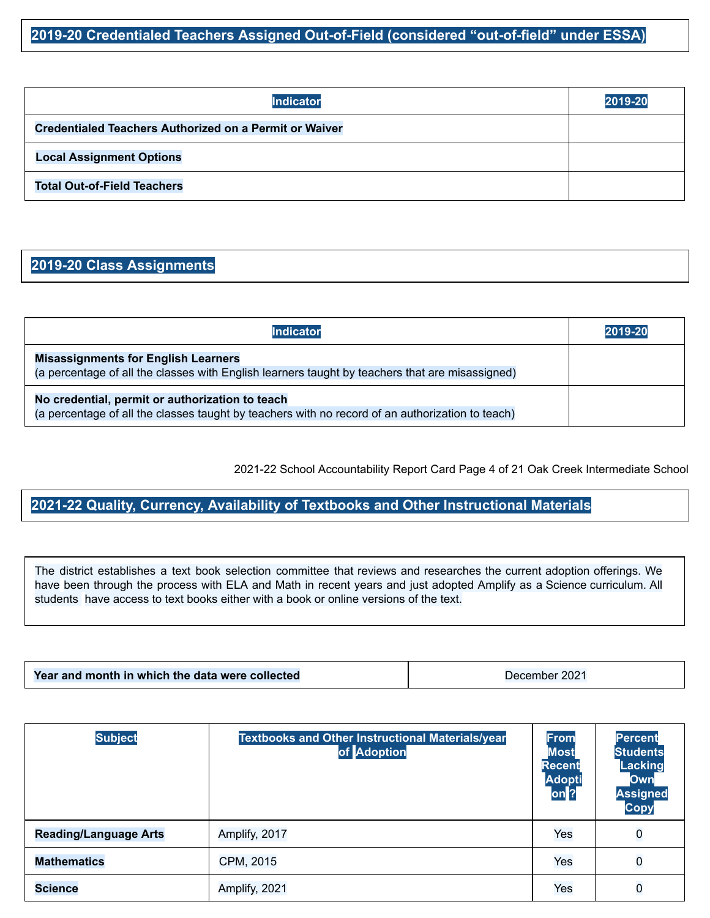## 2019-20 Credentialed Teachers Assigned Out-of-Field (considered "out-of-field" under ESSA)

| Indicator | 2019-20 |
| --- | --- |
| **Credentialed Teachers Authorized on a Permit or Waiver** | |
| **Local Assignment Options** | |
| **Total Out-of-Field Teachers** | |

## 2019-20 Class Assignments

| Indicator | 2019-20 |
| --- | --- |
| **Misassignments for English Learners** (a percentage of all the classes with English learners taught by teachers that are misassigned) | |
| **No credential, permit or authorization to teach** (a percentage of all the classes taught by teachers with no record of an authorization to teach) | |

## 2021-22 Quality, Currency, Availability of Textbooks and Other Instructional Materials

The district establishes a text book selection committee that reviews and researches the current adoption offerings. We have been through the process with ELA and Math in recent years and just adopted Amplify as a Science curriculum. All students have access to text books either with a book or online versions of the text.

| **Year and month in which the data were collected** | December 2021 |
| --- | --- |

| Subject | Textbooks and Other Instructional Materials/year of Adoption | From Most Recent Adoption ? | Percent Students Lacking Own Assigned Copy |
| --- | --- | --- | --- |
| **Reading/Language Arts** | Amplify, 2017 | Yes | 0 |
| **Mathematics** | CPM, 2015 | Yes | 0 |
| **Science** | Amplify, 2021 | Yes | 0 |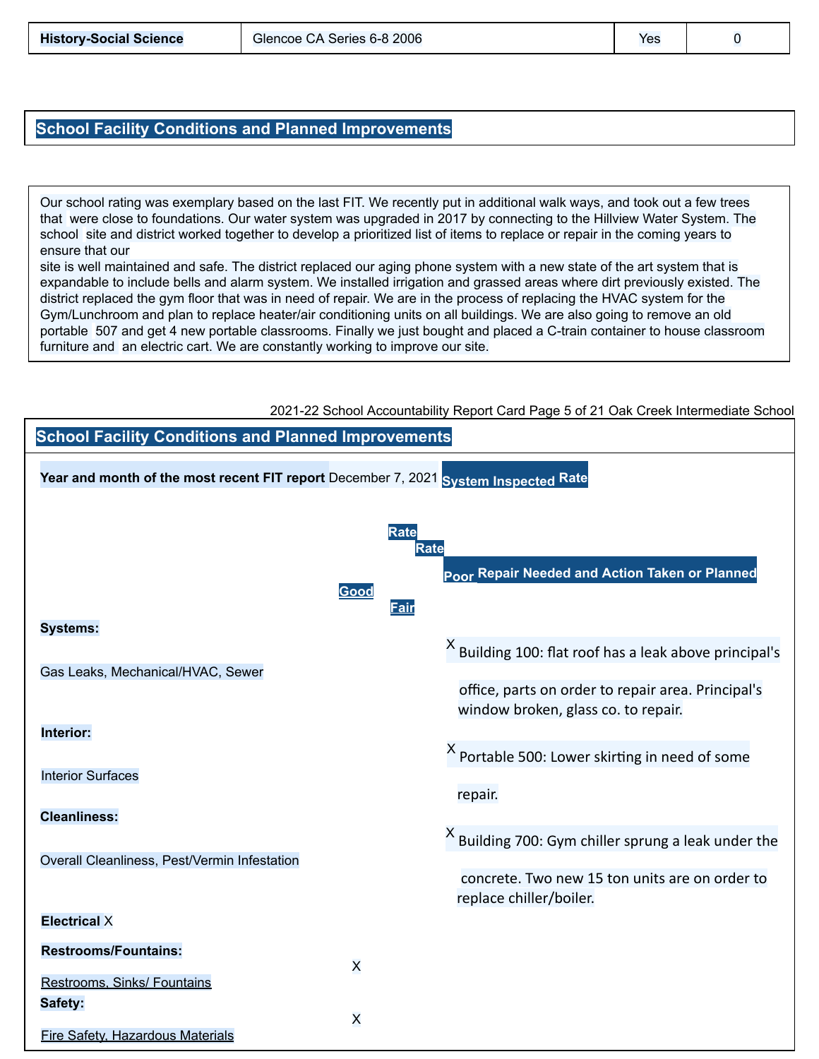| History-Social Science | Glencoe CA Series 6-8 2006 | Yes | 0 |
|---|---|---|---|

## School Facility Conditions and Planned Improvements

Our school rating was exemplary based on the last FIT. We recently put in additional walk ways, and took out a few trees that were close to foundations. Our water system was upgraded in 2017 by connecting to the Hillview Water System. The school site and district worked together to develop a prioritized list of items to replace or repair in the coming years to ensure that our site is well maintained and safe. The district replaced our aging phone system with a new state of the art system that is expandable to include bells and alarm system. We installed irrigation and grassed areas where dirt previously existed. The district replaced the gym floor that was in need of repair. We are in the process of replacing the HVAC system for the Gym/Lunchroom and plan to replace heater/air conditioning units on all buildings. We are also going to remove an old portable 507 and get 4 new portable classrooms. Finally we just bought and placed a C-train container to house classroom furniture and an electric cart. We are constantly working to improve our site.

## School Facility Conditions and Planned Improvements

**Year and month of the most recent FIT report** December 7, 2021

| System Inspected | Rate Good | Rate Fair | Rate Poor | Repair Needed and Action Taken or Planned |
|---|---|---|---|---|
| **Systems:** Gas Leaks, Mechanical/HVAC, Sewer | | | X | Building 100: flat roof has a leak above principal's office, parts on order to repair area. Principal's window broken, glass co. to repair. |
| **Interior:** Interior Surfaces | | | X | Portable 500: Lower skirting in need of some repair. |
| **Cleanliness:** Overall Cleanliness, Pest/Vermin Infestation | | | X | Building 700: Gym chiller sprung a leak under the concrete. Two new 15 ton units are on order to replace chiller/boiler. |
| **Electrical** | X | | | |
| **Restrooms/Fountains:** Restrooms, Sinks/ Fountains | X | | | |
| **Safety:** Fire Safety, Hazardous Materials | X | | | |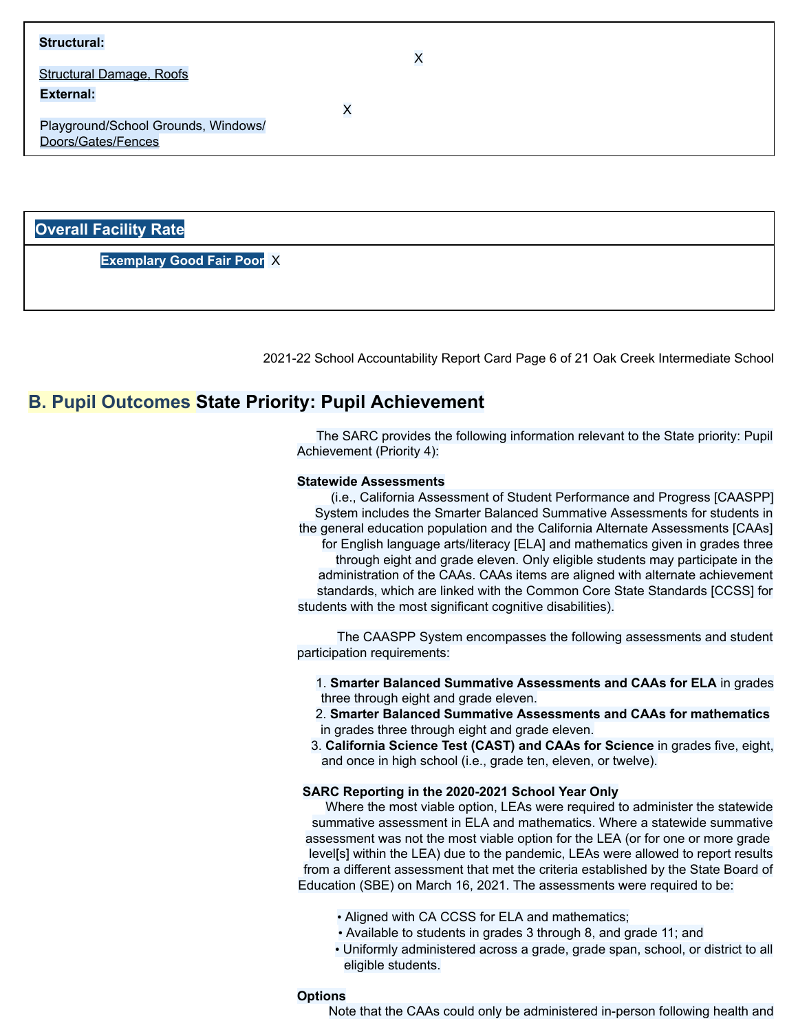| | |
|---|---|
| **Structural:** Structural Damage, Roofs | X |
| **External:** Playground/School Grounds, Windows/ Doors/Gates/Fences | X |

| Overall Facility Rate |
|---|
| Exemplary Good Fair Poor X |

## B. Pupil Outcomes State Priority: Pupil Achievement

The SARC provides the following information relevant to the State priority: Pupil Achievement (Priority 4):

**Statewide Assessments**

(i.e., California Assessment of Student Performance and Progress [CAASPP] System includes the Smarter Balanced Summative Assessments for students in the general education population and the California Alternate Assessments [CAAs] for English language arts/literacy [ELA] and mathematics given in grades three through eight and grade eleven. Only eligible students may participate in the administration of the CAAs. CAAs items are aligned with alternate achievement standards, which are linked with the Common Core State Standards [CCSS] for students with the most significant cognitive disabilities).

The CAASPP System encompasses the following assessments and student participation requirements:

1. **Smarter Balanced Summative Assessments and CAAs for ELA** in grades three through eight and grade eleven.
2. **Smarter Balanced Summative Assessments and CAAs for mathematics** in grades three through eight and grade eleven.
3. **California Science Test (CAST) and CAAs for Science** in grades five, eight, and once in high school (i.e., grade ten, eleven, or twelve).

**SARC Reporting in the 2020-2021 School Year Only**

Where the most viable option, LEAs were required to administer the statewide summative assessment in ELA and mathematics. Where a statewide summative assessment was not the most viable option for the LEA (or for one or more grade level[s] within the LEA) due to the pandemic, LEAs were allowed to report results from a different assessment that met the criteria established by the State Board of Education (SBE) on March 16, 2021. The assessments were required to be:

- Aligned with CA CCSS for ELA and mathematics;
- Available to students in grades 3 through 8, and grade 11; and
- Uniformly administered across a grade, grade span, school, or district to all eligible students.

**Options**

Note that the CAAs could only be administered in-person following health and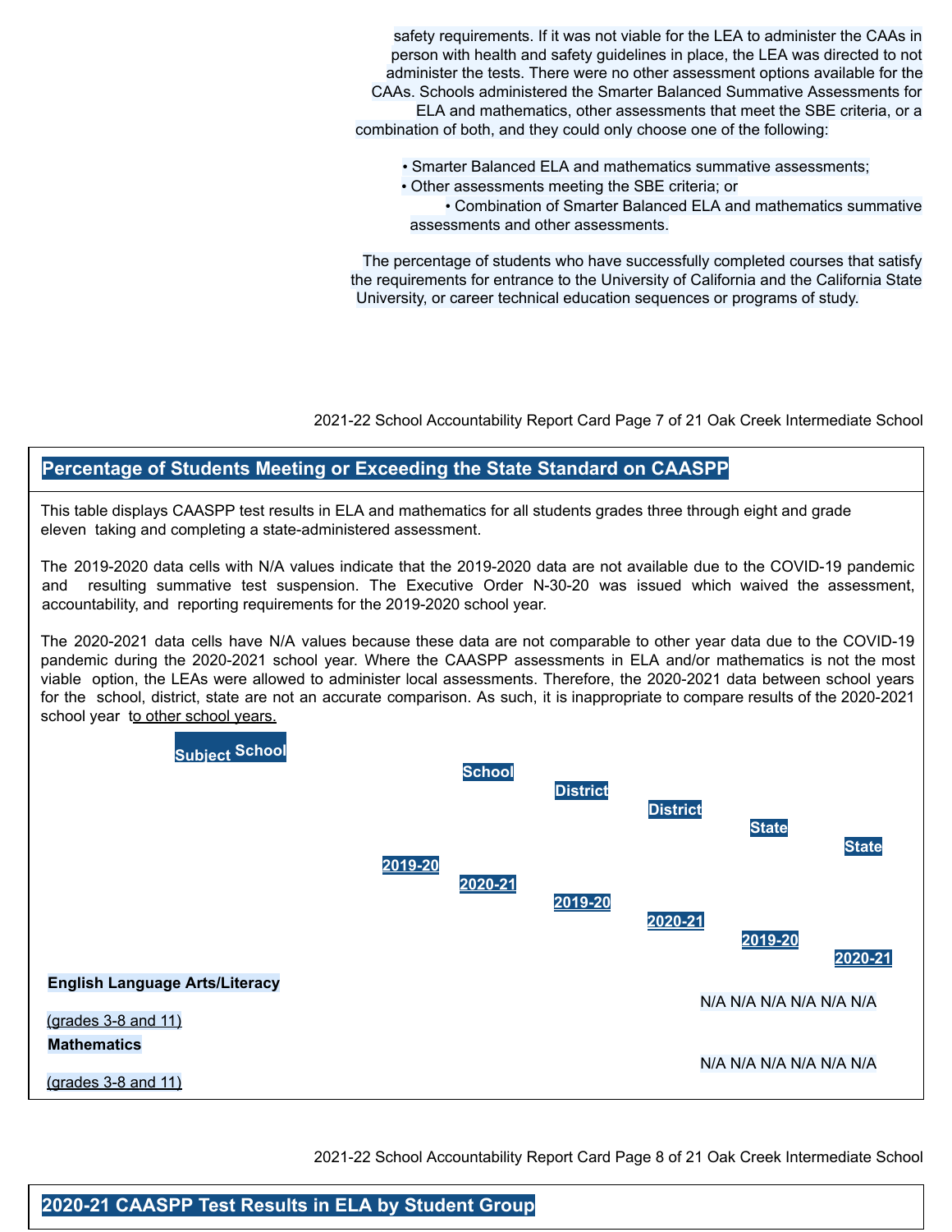safety requirements. If it was not viable for the LEA to administer the CAAs in person with health and safety guidelines in place, the LEA was directed to not administer the tests. There were no other assessment options available for the CAAs. Schools administered the Smarter Balanced Summative Assessments for ELA and mathematics, other assessments that meet the SBE criteria, or a combination of both, and they could only choose one of the following:

- Smarter Balanced ELA and mathematics summative assessments;
- Other assessments meeting the SBE criteria; or
- Combination of Smarter Balanced ELA and mathematics summative assessments and other assessments.

The percentage of students who have successfully completed courses that satisfy the requirements for entrance to the University of California and the California State University, or career technical education sequences or programs of study.

## Percentage of Students Meeting or Exceeding the State Standard on CAASPP

This table displays CAASPP test results in ELA and mathematics for all students grades three through eight and grade eleven taking and completing a state-administered assessment.

The 2019-2020 data cells with N/A values indicate that the 2019-2020 data are not available due to the COVID-19 pandemic and resulting summative test suspension. The Executive Order N-30-20 was issued which waived the assessment, accountability, and reporting requirements for the 2019-2020 school year.

The 2020-2021 data cells have N/A values because these data are not comparable to other year data due to the COVID-19 pandemic during the 2020-2021 school year. Where the CAASPP assessments in ELA and/or mathematics is not the most viable option, the LEAs were allowed to administer local assessments. Therefore, the 2020-2021 data between school years for the school, district, state are not an accurate comparison. As such, it is inappropriate to compare results of the 2020-2021 school year to other school years.

| Subject | School 2019-20 | School 2020-21 | District 2019-20 | District 2020-21 | State 2019-20 | State 2020-21 |
|---|---|---|---|---|---|---|
| English Language Arts/Literacy (grades 3-8 and 11) | N/A | N/A | N/A | N/A | N/A | N/A |
| Mathematics (grades 3-8 and 11) | N/A | N/A | N/A | N/A | N/A | N/A |

## 2020-21 CAASPP Test Results in ELA by Student Group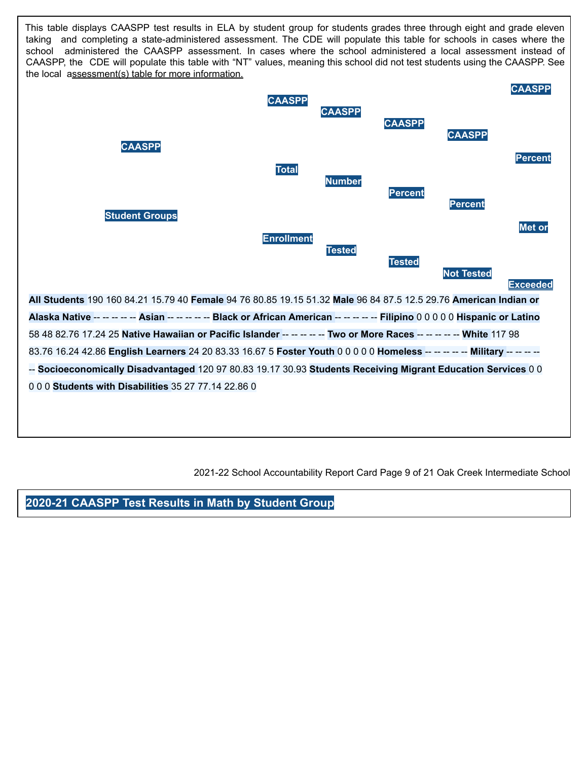This table displays CAASPP test results in ELA by student group for students grades three through eight and grade eleven taking and completing a state-administered assessment. The CDE will populate this table for schools in cases where the school administered the CAASPP assessment. In cases where the school administered a local assessment instead of CAASPP, the CDE will populate this table with "NT" values, meaning this school did not test students using the CAASPP. See the local assessment(s) table for more information.

| CAASPP Student Groups | CAASPP Total Enrollment | CAASPP Number Tested | CAASPP Percent Tested | CAASPP Percent Not Tested | CAASPP Percent Met or Exceeded |
|---|---|---|---|---|---|
| **All Students** | 190 | 160 | 84.21 | 15.79 | 40 |
| **Female** | 94 | 76 | 80.85 | 19.15 | 51.32 |
| **Male** | 96 | 84 | 87.5 | 12.5 | 29.76 |
| **American Indian or Alaska Native** | -- | -- | -- | -- | -- |
| **Asian** | -- | -- | -- | -- | -- |
| **Black or African American** | -- | -- | -- | -- | -- |
| **Filipino** | 0 | 0 | 0 | 0 | 0 |
| **Hispanic or Latino** | 58 | 48 | 82.76 | 17.24 | 25 |
| **Native Hawaiian or Pacific Islander** | -- | -- | -- | -- | -- |
| **Two or More Races** | -- | -- | -- | -- | -- |
| **White** | 117 | 98 | 83.76 | 16.24 | 42.86 |
| **English Learners** | 24 | 20 | 83.33 | 16.67 | 5 |
| **Foster Youth** | 0 | 0 | 0 | 0 | 0 |
| **Homeless** | -- | -- | -- | -- | -- |
| **Military** | -- | -- | -- | -- | -- |
| **Socioeconomically Disadvantaged** | 120 | 97 | 80.83 | 19.17 | 30.93 |
| **Students Receiving Migrant Education Services** | 0 | 0 | 0 | 0 | 0 |
| **Students with Disabilities** | 35 | 27 | 77.14 | 22.86 | 0 |

## 2020-21 CAASPP Test Results in Math by Student Group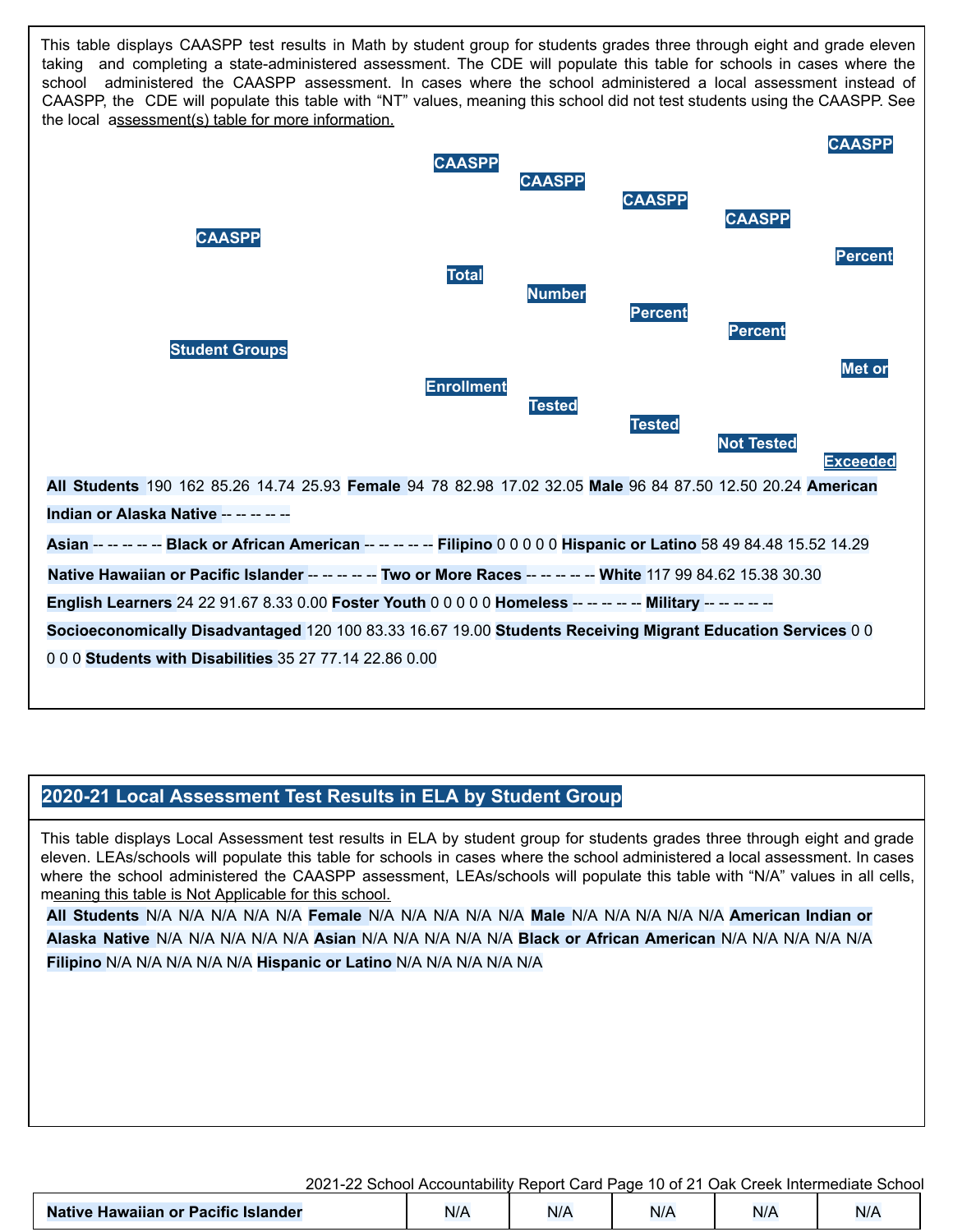This table displays CAASPP test results in Math by student group for students grades three through eight and grade eleven taking and completing a state-administered assessment. The CDE will populate this table for schools in cases where the school administered the CAASPP assessment. In cases where the school administered a local assessment instead of CAASPP, the CDE will populate this table with "NT" values, meaning this school did not test students using the CAASPP. See the local assessment(s) table for more information.

| CAASPP Student Groups | CAASPP Total Enrollment | CAASPP Number Tested | CAASPP Percent Tested | CAASPP Percent Not Tested | CAASPP Percent Met or Exceeded |
|---|---|---|---|---|---|
| All Students | 190 | 162 | 85.26 | 14.74 | 25.93 |
| Female | 94 | 78 | 82.98 | 17.02 | 32.05 |
| Male | 96 | 84 | 87.50 | 12.50 | 20.24 |
| American Indian or Alaska Native | -- | -- | -- | -- | -- |
| Asian | -- | -- | -- | -- | -- |
| Black or African American | -- | -- | -- | -- | -- |
| Filipino | 0 | 0 | 0 | 0 | 0 |
| Hispanic or Latino | 58 | 49 | 84.48 | 15.52 | 14.29 |
| Native Hawaiian or Pacific Islander | -- | -- | -- | -- | -- |
| Two or More Races | -- | -- | -- | -- | -- |
| White | 117 | 99 | 84.62 | 15.38 | 30.30 |
| English Learners | 24 | 22 | 91.67 | 8.33 | 0.00 |
| Foster Youth | 0 | 0 | 0 | 0 | 0 |
| Homeless | -- | -- | -- | -- | -- |
| Military | -- | -- | -- | -- | -- |
| Socioeconomically Disadvantaged | 120 | 100 | 83.33 | 16.67 | 19.00 |
| Students Receiving Migrant Education Services | 0 | 0 | 0 | 0 | 0 |
| Students with Disabilities | 35 | 27 | 77.14 | 22.86 | 0.00 |

## 2020-21 Local Assessment Test Results in ELA by Student Group

This table displays Local Assessment test results in ELA by student group for students grades three through eight and grade eleven. LEAs/schools will populate this table for schools in cases where the school administered a local assessment. In cases where the school administered the CAASPP assessment, LEAs/schools will populate this table with "N/A" values in all cells, meaning this table is Not Applicable for this school.

| Student Groups | | | | | |
|---|---|---|---|---|---|
| All Students | N/A | N/A | N/A | N/A | N/A |
| Female | N/A | N/A | N/A | N/A | N/A |
| Male | N/A | N/A | N/A | N/A | N/A |
| American Indian or Alaska Native | N/A | N/A | N/A | N/A | N/A |
| Asian | N/A | N/A | N/A | N/A | N/A |
| Black or African American | N/A | N/A | N/A | N/A | N/A |
| Filipino | N/A | N/A | N/A | N/A | N/A |
| Hispanic or Latino | N/A | N/A | N/A | N/A | N/A |
| Native Hawaiian or Pacific Islander | N/A | N/A | N/A | N/A | N/A |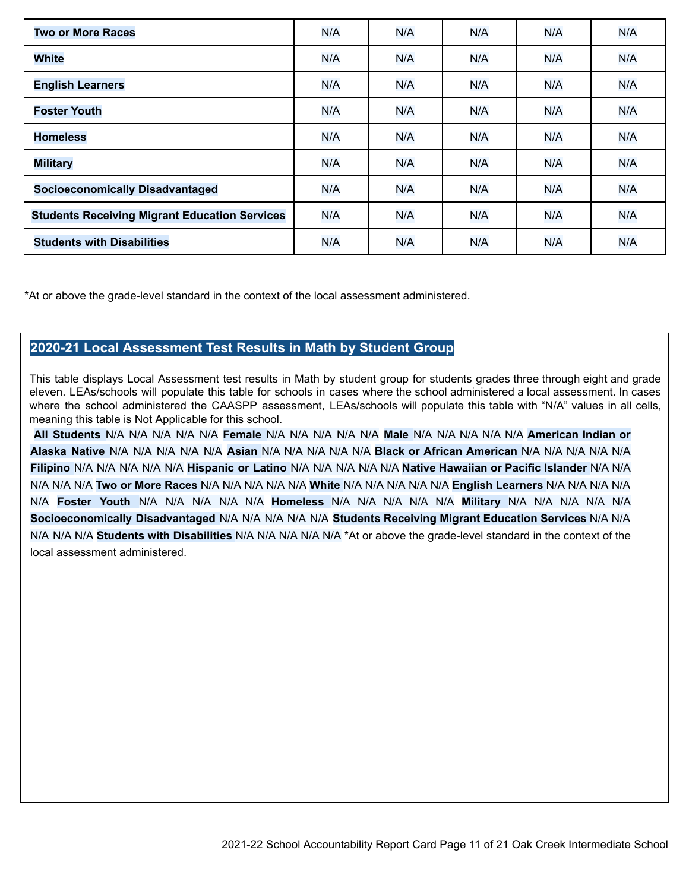| | | | | | |
|---|---|---|---|---|---|
| **Two or More Races** | N/A | N/A | N/A | N/A | N/A |
| **White** | N/A | N/A | N/A | N/A | N/A |
| **English Learners** | N/A | N/A | N/A | N/A | N/A |
| **Foster Youth** | N/A | N/A | N/A | N/A | N/A |
| **Homeless** | N/A | N/A | N/A | N/A | N/A |
| **Military** | N/A | N/A | N/A | N/A | N/A |
| **Socioeconomically Disadvantaged** | N/A | N/A | N/A | N/A | N/A |
| **Students Receiving Migrant Education Services** | N/A | N/A | N/A | N/A | N/A |
| **Students with Disabilities** | N/A | N/A | N/A | N/A | N/A |

*At or above the grade-level standard in the context of the local assessment administered.

## 2020-21 Local Assessment Test Results in Math by Student Group

This table displays Local Assessment test results in Math by student group for students grades three through eight and grade eleven. LEAs/schools will populate this table for schools in cases where the school administered a local assessment. In cases where the school administered the CAASPP assessment, LEAs/schools will populate this table with "N/A" values in all cells, meaning this table is Not Applicable for this school.

**All Students** N/A N/A N/A N/A N/A **Female** N/A N/A N/A N/A N/A **Male** N/A N/A N/A N/A N/A **American Indian or Alaska Native** N/A N/A N/A N/A N/A **Asian** N/A N/A N/A N/A N/A **Black or African American** N/A N/A N/A N/A N/A **Filipino** N/A N/A N/A N/A N/A **Hispanic or Latino** N/A N/A N/A N/A N/A **Native Hawaiian or Pacific Islander** N/A N/A N/A N/A N/A **Two or More Races** N/A N/A N/A N/A N/A **White** N/A N/A N/A N/A N/A **English Learners** N/A N/A N/A N/A N/A **Foster Youth** N/A N/A N/A N/A N/A **Homeless** N/A N/A N/A N/A N/A **Military** N/A N/A N/A N/A N/A **Socioeconomically Disadvantaged** N/A N/A N/A N/A N/A **Students Receiving Migrant Education Services** N/A N/A N/A N/A N/A **Students with Disabilities** N/A N/A N/A N/A N/A *At or above the grade-level standard in the context of the local assessment administered.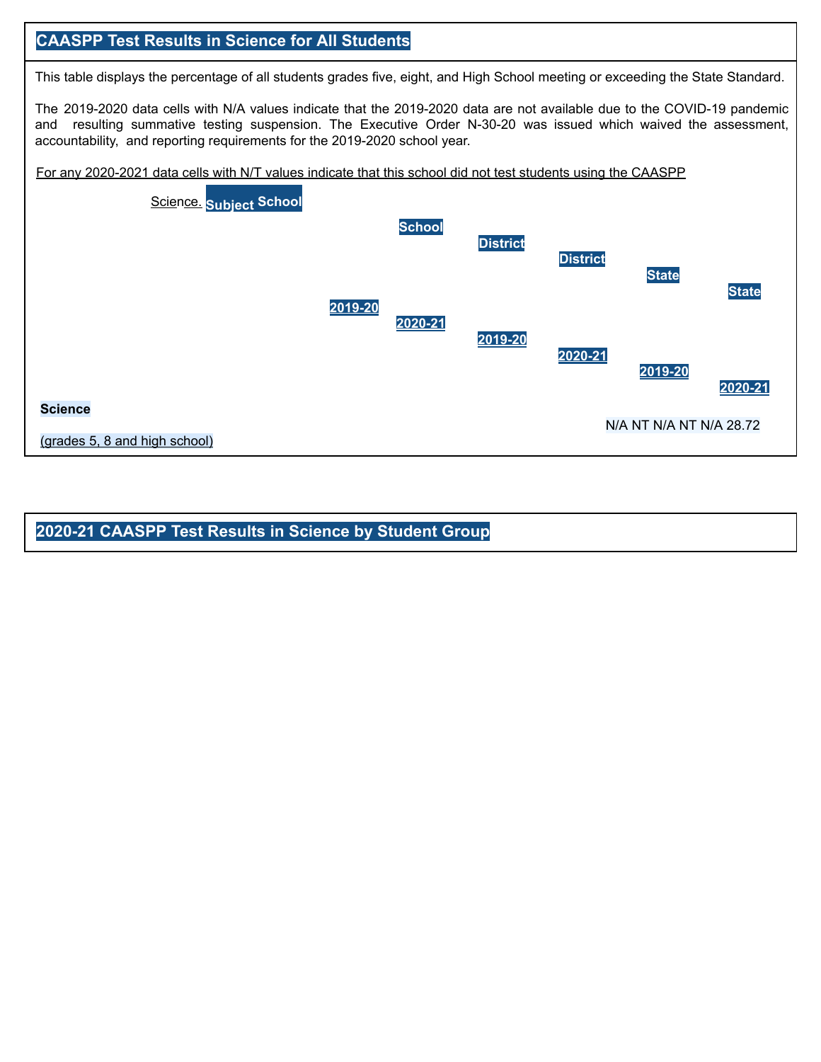## CAASPP Test Results in Science for All Students

This table displays the percentage of all students grades five, eight, and High School meeting or exceeding the State Standard.

The 2019-2020 data cells with N/A values indicate that the 2019-2020 data are not available due to the COVID-19 pandemic and resulting summative testing suspension. The Executive Order N-30-20 was issued which waived the assessment, accountability, and reporting requirements for the 2019-2020 school year.

For any 2020-2021 data cells with N/T values indicate that this school did not test students using the CAASPP Science.

| Subject | School 2019-20 | School 2020-21 | District 2019-20 | District 2020-21 | State 2019-20 | State 2020-21 |
|---|---|---|---|---|---|---|
| **Science** (grades 5, 8 and high school) | N/A | NT | N/A | NT | N/A | 28.72 |

## 2020-21 CAASPP Test Results in Science by Student Group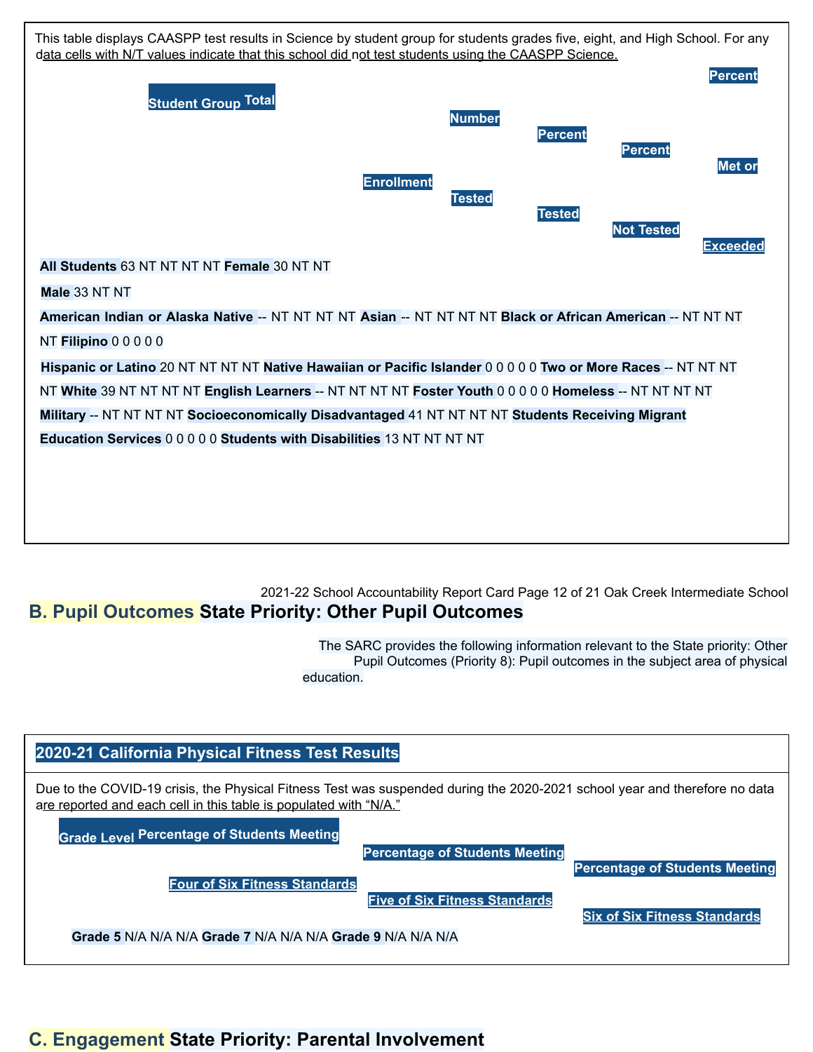This table displays CAASPP test results in Science by student group for students grades five, eight, and High School. For any data cells with N/T values indicate that this school did not test students using the CAASPP Science.

| Student Group | Total Enrollment | Number Tested | Percent Tested | Percent Not Tested | Percent Met or Exceeded |
|---|---|---|---|---|---|
| All Students | 63 | NT | NT | NT | NT |
| Female | 30 | NT | NT | | |
| Male | 33 | NT | NT | | |
| American Indian or Alaska Native | -- | NT | NT | NT | NT |
| Asian | -- | NT | NT | NT | NT |
| Black or African American | -- | NT | NT | NT | NT |
| Filipino | 0 | 0 | 0 | 0 | 0 |
| Hispanic or Latino | 20 | NT | NT | NT | NT |
| Native Hawaiian or Pacific Islander | 0 | 0 | 0 | 0 | 0 |
| Two or More Races | -- | NT | NT | NT | NT |
| White | 39 | NT | NT | NT | NT |
| English Learners | -- | NT | NT | NT | NT |
| Foster Youth | 0 | 0 | 0 | 0 | 0 |
| Homeless | -- | NT | NT | NT | NT |
| Military | -- | NT | NT | NT | NT |
| Socioeconomically Disadvantaged | 41 | NT | NT | NT | NT |
| Students Receiving Migrant Education Services | 0 | 0 | 0 | 0 | 0 |
| Students with Disabilities | 13 | NT | NT | NT | NT |

## B. Pupil Outcomes State Priority: Other Pupil Outcomes

The SARC provides the following information relevant to the State priority: Other Pupil Outcomes (Priority 8): Pupil outcomes in the subject area of physical education.

### 2020-21 California Physical Fitness Test Results

Due to the COVID-19 crisis, the Physical Fitness Test was suspended during the 2020-2021 school year and therefore no data are reported and each cell in this table is populated with "N/A."

| Grade Level | Percentage of Students Meeting Four of Six Fitness Standards | Percentage of Students Meeting Five of Six Fitness Standards | Percentage of Students Meeting Six of Six Fitness Standards |
|---|---|---|---|
| Grade 5 | N/A | N/A | N/A |
| Grade 7 | N/A | N/A | N/A |
| Grade 9 | N/A | N/A | N/A |

## C. Engagement State Priority: Parental Involvement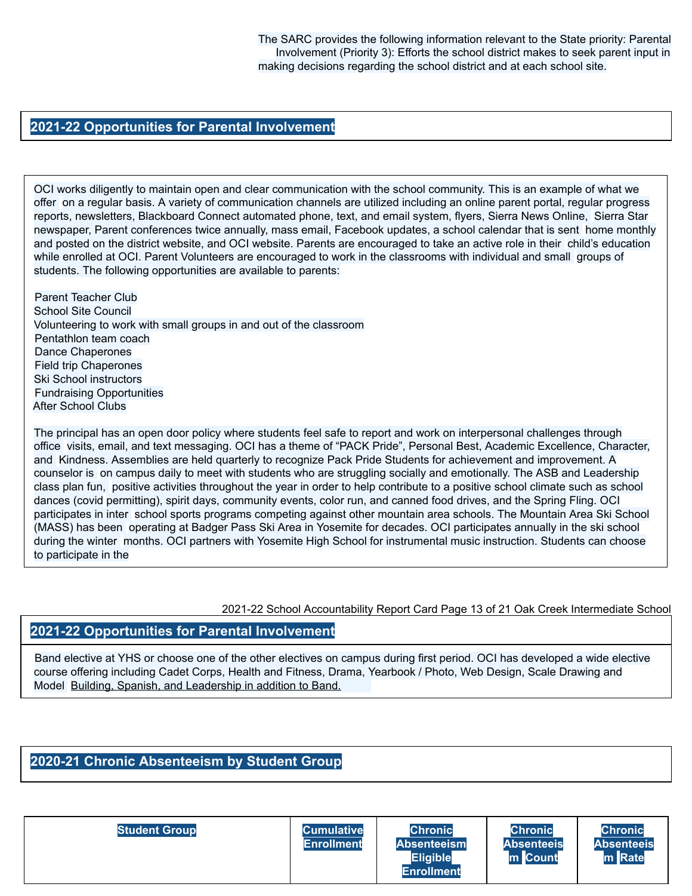The SARC provides the following information relevant to the State priority: Parental Involvement (Priority 3): Efforts the school district makes to seek parent input in making decisions regarding the school district and at each school site.

## 2021-22 Opportunities for Parental Involvement

OCI works diligently to maintain open and clear communication with the school community. This is an example of what we offer on a regular basis. A variety of communication channels are utilized including an online parent portal, regular progress reports, newsletters, Blackboard Connect automated phone, text, and email system, flyers, Sierra News Online, Sierra Star newspaper, Parent conferences twice annually, mass email, Facebook updates, a school calendar that is sent home monthly and posted on the district website, and OCI website. Parents are encouraged to take an active role in their child's education while enrolled at OCI. Parent Volunteers are encouraged to work in the classrooms with individual and small groups of students. The following opportunities are available to parents:

Parent Teacher Club
School Site Council
Volunteering to work with small groups in and out of the classroom
Pentathlon team coach
Dance Chaperones
Field trip Chaperones
Ski School instructors
Fundraising Opportunities
After School Clubs

The principal has an open door policy where students feel safe to report and work on interpersonal challenges through office visits, email, and text messaging. OCI has a theme of "PACK Pride", Personal Best, Academic Excellence, Character, and Kindness. Assemblies are held quarterly to recognize Pack Pride Students for achievement and improvement. A counselor is on campus daily to meet with students who are struggling socially and emotionally. The ASB and Leadership class plan fun, positive activities throughout the year in order to help contribute to a positive school climate such as school dances (covid permitting), spirit days, community events, color run, and canned food drives, and the Spring Fling. OCI participates in inter school sports programs competing against other mountain area schools. The Mountain Area Ski School (MASS) has been operating at Badger Pass Ski Area in Yosemite for decades. OCI participates annually in the ski school during the winter months. OCI partners with Yosemite High School for instrumental music instruction. Students can choose to participate in the Band elective at YHS or choose one of the other electives on campus during first period. OCI has developed a wide elective course offering including Cadet Corps, Health and Fitness, Drama, Yearbook / Photo, Web Design, Scale Drawing and Model Building, Spanish, and Leadership in addition to Band.

## 2020-21 Chronic Absenteeism by Student Group

| Student Group | Cumulative Enrollment | Chronic Absenteeism Eligible Enrollment | Chronic Absenteeism Count | Chronic Absenteeism Rate |
|---|---|---|---|---|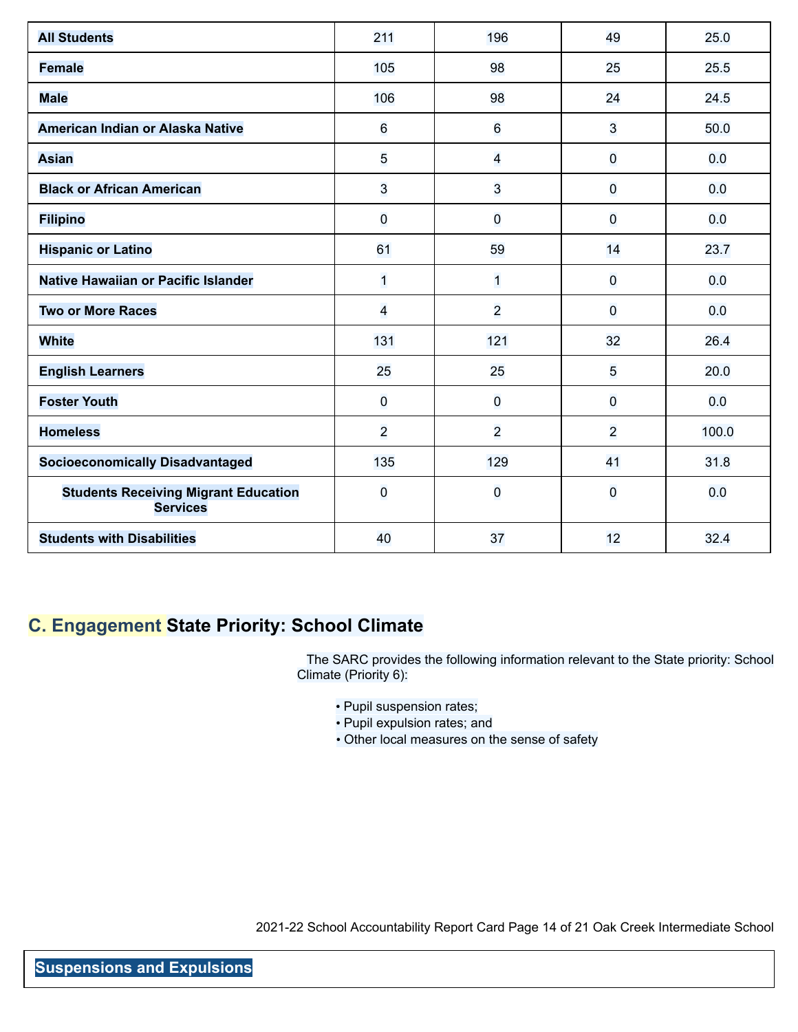| All Students | 211 | 196 | 49 | 25.0 |
| --- | --- | --- | --- | --- |
| Female | 105 | 98 | 25 | 25.5 |
| Male | 106 | 98 | 24 | 24.5 |
| American Indian or Alaska Native | 6 | 6 | 3 | 50.0 |
| Asian | 5 | 4 | 0 | 0.0 |
| Black or African American | 3 | 3 | 0 | 0.0 |
| Filipino | 0 | 0 | 0 | 0.0 |
| Hispanic or Latino | 61 | 59 | 14 | 23.7 |
| Native Hawaiian or Pacific Islander | 1 | 1 | 0 | 0.0 |
| Two or More Races | 4 | 2 | 0 | 0.0 |
| White | 131 | 121 | 32 | 26.4 |
| English Learners | 25 | 25 | 5 | 20.0 |
| Foster Youth | 0 | 0 | 0 | 0.0 |
| Homeless | 2 | 2 | 2 | 100.0 |
| Socioeconomically Disadvantaged | 135 | 129 | 41 | 31.8 |
| Students Receiving Migrant Education Services | 0 | 0 | 0 | 0.0 |
| Students with Disabilities | 40 | 37 | 12 | 32.4 |

## C. Engagement State Priority: School Climate

The SARC provides the following information relevant to the State priority: School Climate (Priority 6):

- Pupil suspension rates;
- Pupil expulsion rates; and
- Other local measures on the sense of safety

### Suspensions and Expulsions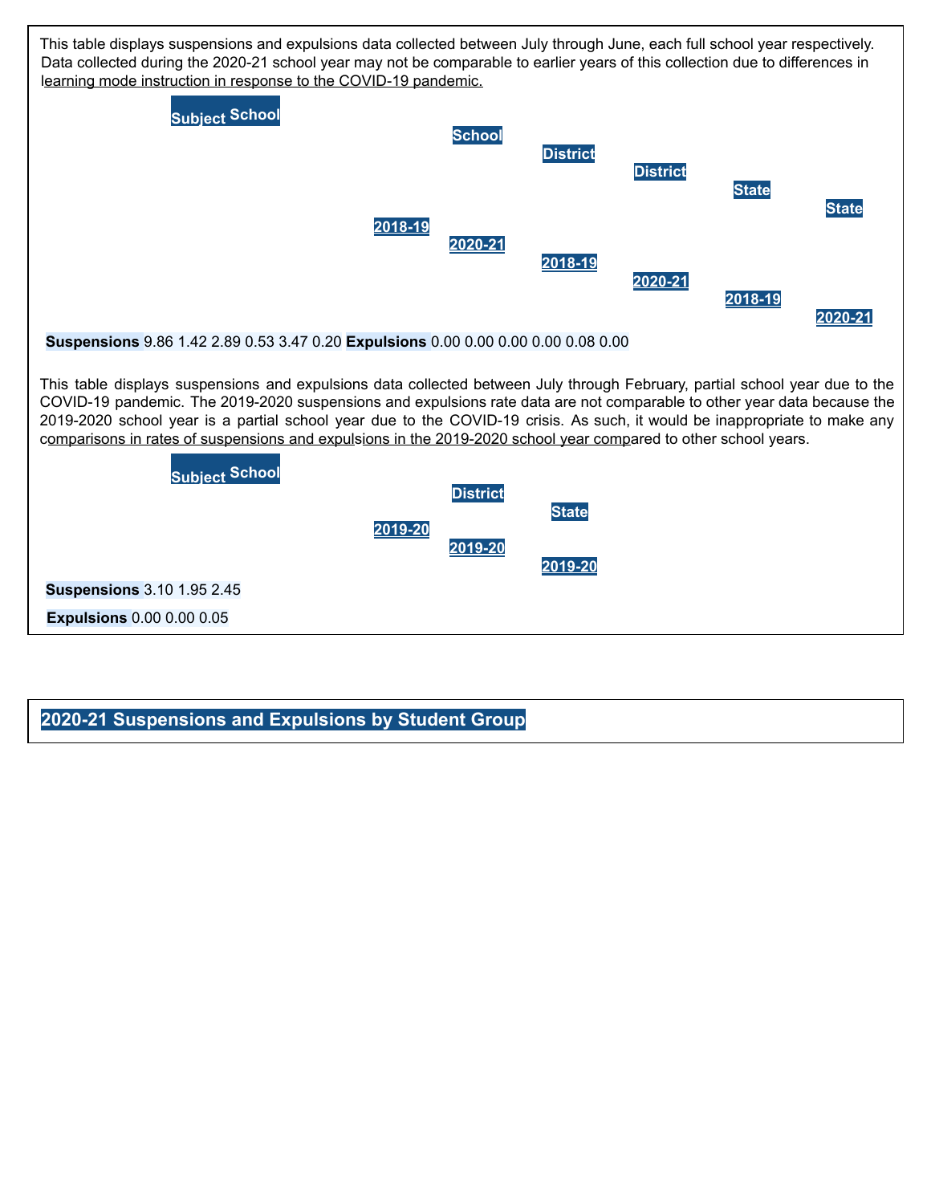This table displays suspensions and expulsions data collected between July through June, each full school year respectively. Data collected during the 2020-21 school year may not be comparable to earlier years of this collection due to differences in learning mode instruction in response to the COVID-19 pandemic.

| Subject | School 2018-19 | School 2020-21 | District 2018-19 | District 2020-21 | State 2018-19 | State 2020-21 |
|---|---|---|---|---|---|---|
| Suspensions | 9.86 | 1.42 | 2.89 | 0.53 | 3.47 | 0.20 |
| Expulsions | 0.00 | 0.00 | 0.00 | 0.00 | 0.08 | 0.00 |

This table displays suspensions and expulsions data collected between July through February, partial school year due to the COVID-19 pandemic. The 2019-2020 suspensions and expulsions rate data are not comparable to other year data because the 2019-2020 school year is a partial school year due to the COVID-19 crisis. As such, it would be inappropriate to make any comparisons in rates of suspensions and expulsions in the 2019-2020 school year compared to other school years.

| Subject | School 2019-20 | District 2019-20 | State 2019-20 |
|---|---|---|---|
| Suspensions | 3.10 | 1.95 | 2.45 |
| Expulsions | 0.00 | 0.00 | 0.05 |

## 2020-21 Suspensions and Expulsions by Student Group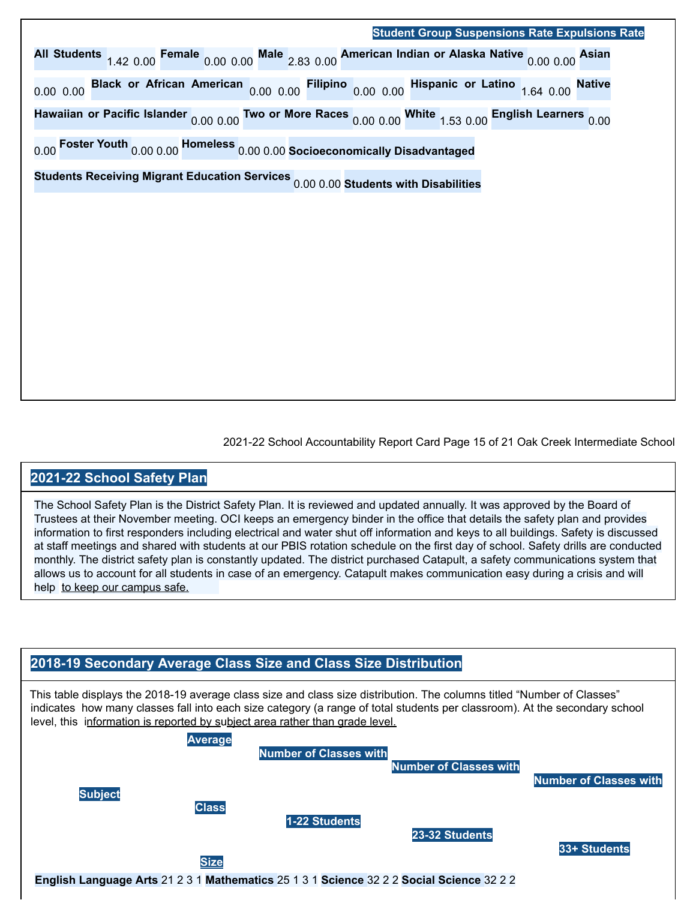| Student Group | Suspensions Rate | Expulsions Rate |
|---|---|---|
| All Students | 1.42 | 0.00 |
| Female | 0.00 | 0.00 |
| Male | 2.83 | 0.00 |
| American Indian or Alaska Native | 0.00 | 0.00 |
| Asian | 0.00 | 0.00 |
| Black or African American | 0.00 | 0.00 |
| Filipino | 0.00 | 0.00 |
| Hispanic or Latino | 1.64 | 0.00 |
| Native Hawaiian or Pacific Islander | 0.00 | 0.00 |
| Two or More Races | 0.00 | 0.00 |
| White | 1.53 | 0.00 |
| English Learners | 0.00 | 0.00 |
| Foster Youth | 0.00 | 0.00 |
| Homeless | 0.00 | 0.00 |
| Socioeconomically Disadvantaged | | |
| Students Receiving Migrant Education Services | 0.00 | 0.00 |
| Students with Disabilities | | |

## 2021-22 School Safety Plan

The School Safety Plan is the District Safety Plan. It is reviewed and updated annually. It was approved by the Board of Trustees at their November meeting. OCI keeps an emergency binder in the office that details the safety plan and provides information to first responders including electrical and water shut off information and keys to all buildings. Safety is discussed at staff meetings and shared with students at our PBIS rotation schedule on the first day of school. Safety drills are conducted monthly. The district safety plan is constantly updated. The district purchased Catapult, a safety communications system that allows us to account for all students in case of an emergency. Catapult makes communication easy during a crisis and will help to keep our campus safe.

## 2018-19 Secondary Average Class Size and Class Size Distribution

This table displays the 2018-19 average class size and class size distribution. The columns titled "Number of Classes" indicates how many classes fall into each size category (a range of total students per classroom). At the secondary school level, this information is reported by subject area rather than grade level.

| Subject | Average Class Size | Number of Classes with 1-22 Students | Number of Classes with 23-32 Students | Number of Classes with 33+ Students |
|---|---|---|---|---|
| English Language Arts | 21 | 2 | 3 | 1 |
| Mathematics | 25 | 1 | 3 | 1 |
| Science | 32 | | 2 | 2 |
| Social Science | 32 | | 2 | 2 |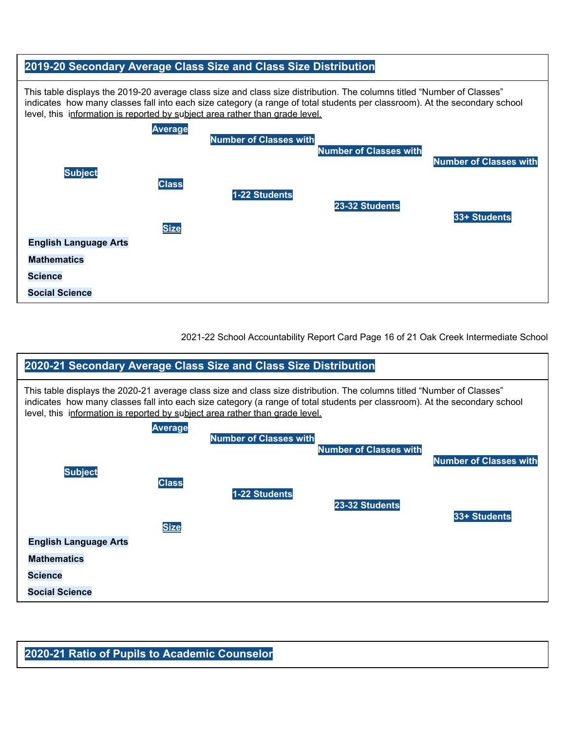## 2019-20 Secondary Average Class Size and Class Size Distribution

This table displays the 2019-20 average class size and class size distribution. The columns titled "Number of Classes" indicates how many classes fall into each size category (a range of total students per classroom). At the secondary school level, this information is reported by subject area rather than grade level.

| Subject | Average Class Size | Number of Classes with 1-22 Students | Number of Classes with 23-32 Students | Number of Classes with 33+ Students |
|---|---|---|---|---|
| English Language Arts | | | | |
| Mathematics | | | | |
| Science | | | | |
| Social Science | | | | |

## 2020-21 Secondary Average Class Size and Class Size Distribution

This table displays the 2020-21 average class size and class size distribution. The columns titled "Number of Classes" indicates how many classes fall into each size category (a range of total students per classroom). At the secondary school level, this information is reported by subject area rather than grade level.

| Subject | Average Class Size | Number of Classes with 1-22 Students | Number of Classes with 23-32 Students | Number of Classes with 33+ Students |
|---|---|---|---|---|
| English Language Arts | | | | |
| Mathematics | | | | |
| Science | | | | |
| Social Science | | | | |

## 2020-21 Ratio of Pupils to Academic Counselor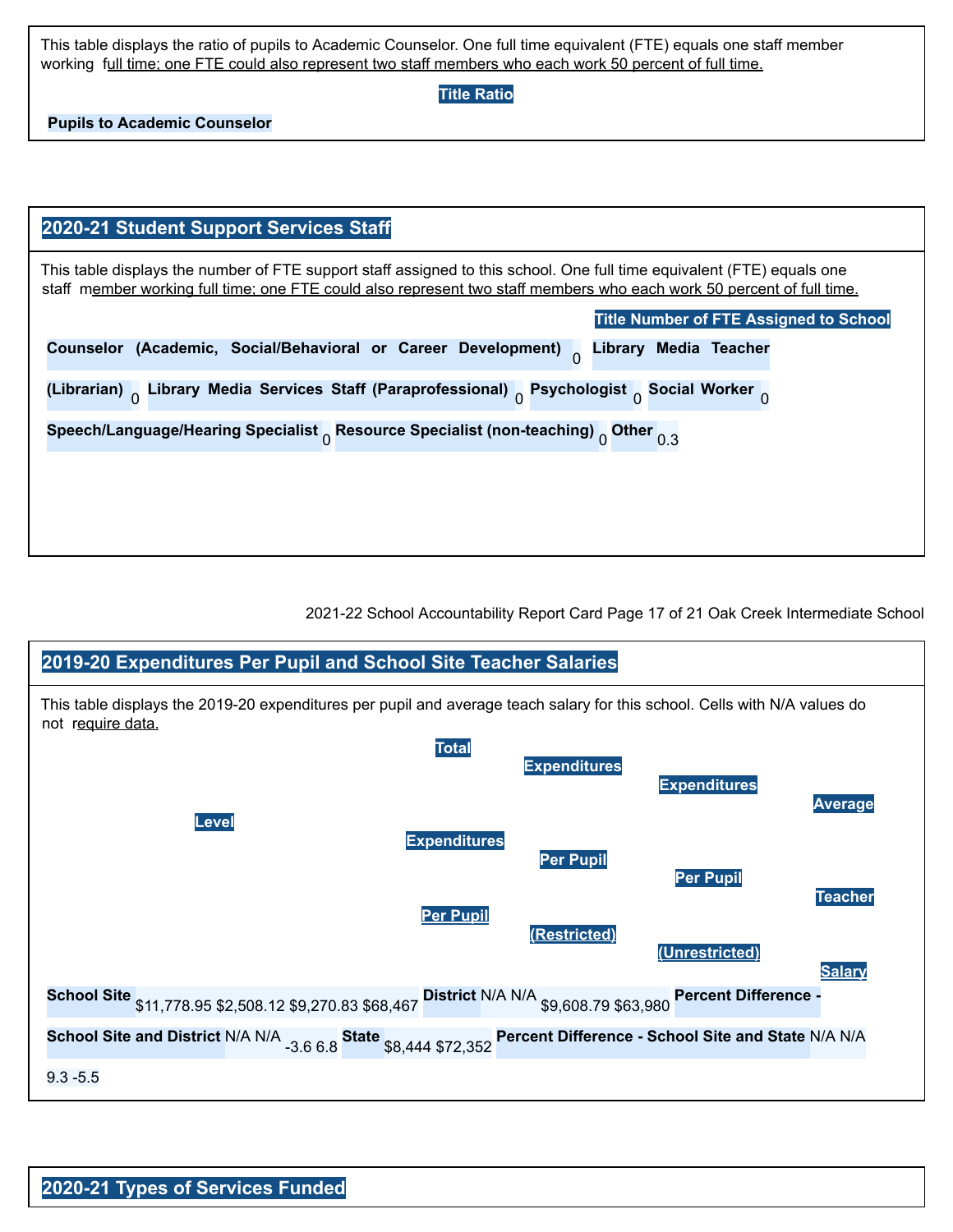This table displays the ratio of pupils to Academic Counselor. One full time equivalent (FTE) equals one staff member working full time; one FTE could also represent two staff members who each work 50 percent of full time.

| Title | Ratio |
| --- | --- |
| Pupils to Academic Counselor | |

## 2020-21 Student Support Services Staff

This table displays the number of FTE support staff assigned to this school. One full time equivalent (FTE) equals one staff member working full time; one FTE could also represent two staff members who each work 50 percent of full time.

| Title | Number of FTE Assigned to School |
| --- | --- |
| Counselor (Academic, Social/Behavioral or Career Development) | 0 |
| Library Media Teacher (Librarian) | 0 |
| Library Media Services Staff (Paraprofessional) | 0 |
| Psychologist | 0 |
| Social Worker | 0 |
| Speech/Language/Hearing Specialist | 0 |
| Resource Specialist (non-teaching) | 0 |
| Other | 0.3 |

## 2019-20 Expenditures Per Pupil and School Site Teacher Salaries

This table displays the 2019-20 expenditures per pupil and average teach salary for this school. Cells with N/A values do not require data.

| Level | Total Expenditures Per Pupil | Expenditures Per Pupil (Restricted) | Expenditures Per Pupil (Unrestricted) | Average Teacher Salary |
| --- | --- | --- | --- | --- |
| School Site | $11,778.95 | $2,508.12 | $9,270.83 | $68,467 |
| District | N/A | N/A | $9,608.79 | $63,980 |
| Percent Difference - School Site and District | N/A | N/A | -3.6 | 6.8 |
| State | | | $8,444 | $72,352 |
| Percent Difference - School Site and State | N/A | N/A | 9.3 | -5.5 |

## 2020-21 Types of Services Funded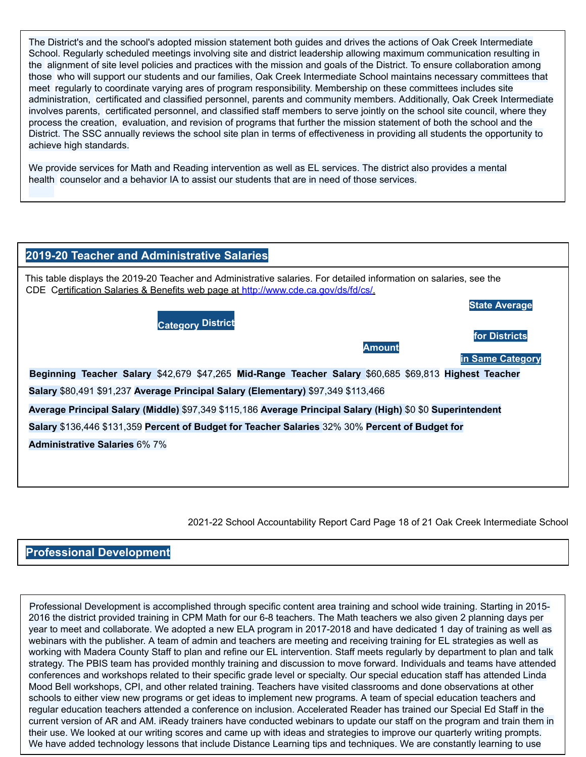The District's and the school's adopted mission statement both guides and drives the actions of Oak Creek Intermediate School. Regularly scheduled meetings involving site and district leadership allowing maximum communication resulting in the alignment of site level policies and practices with the mission and goals of the District. To ensure collaboration among those who will support our students and our families, Oak Creek Intermediate School maintains necessary committees that meet regularly to coordinate varying ares of program responsibility. Membership on these committees includes site administration, certificated and classified personnel, parents and community members. Additionally, Oak Creek Intermediate involves parents, certificated personnel, and classified staff members to serve jointly on the school site council, where they process the creation, evaluation, and revision of programs that further the mission statement of both the school and the District. The SSC annually reviews the school site plan in terms of effectiveness in providing all students the opportunity to achieve high standards.

We provide services for Math and Reading intervention as well as EL services. The district also provides a mental health counselor and a behavior IA to assist our students that are in need of those services.

## 2019-20 Teacher and Administrative Salaries

This table displays the 2019-20 Teacher and Administrative salaries. For detailed information on salaries, see the CDE Certification Salaries & Benefits web page at http://www.cde.ca.gov/ds/fd/cs/.

| Category | District Amount | State Average for Districts in Same Category |
|---|---|---|
| **Beginning Teacher Salary** | $42,679 | $47,265 |
| **Mid-Range Teacher Salary** | $60,685 | $69,813 |
| **Highest Teacher Salary** | $80,491 | $91,237 |
| **Average Principal Salary (Elementary)** | $97,349 | $113,466 |
| **Average Principal Salary (Middle)** | $97,349 | $115,186 |
| **Average Principal Salary (High)** | $0 | $0 |
| **Superintendent Salary** | $136,446 | $131,359 |
| **Percent of Budget for Teacher Salaries** | 32% | 30% |
| **Percent of Budget for Administrative Salaries** | 6% | 7% |

## Professional Development

Professional Development is accomplished through specific content area training and school wide training. Starting in 2015-2016 the district provided training in CPM Math for our 6-8 teachers. The Math teachers we also given 2 planning days per year to meet and collaborate. We adopted a new ELA program in 2017-2018 and have dedicated 1 day of training as well as webinars with the publisher. A team of admin and teachers are meeting and receiving training for EL strategies as well as working with Madera County Staff to plan and refine our EL intervention. Staff meets regularly by department to plan and talk strategy. The PBIS team has provided monthly training and discussion to move forward. Individuals and teams have attended conferences and workshops related to their specific grade level or specialty. Our special education staff has attended Linda Mood Bell workshops, CPI, and other related training. Teachers have visited classrooms and done observations at other schools to either view new programs or get ideas to implement new programs. A team of special education teachers and regular education teachers attended a conference on inclusion. Accelerated Reader has trained our Special Ed Staff in the current version of AR and AM. iReady trainers have conducted webinars to update our staff on the program and train them in their use. We looked at our writing scores and came up with ideas and strategies to improve our quarterly writing prompts. We have added technology lessons that include Distance Learning tips and techniques. We are constantly learning to use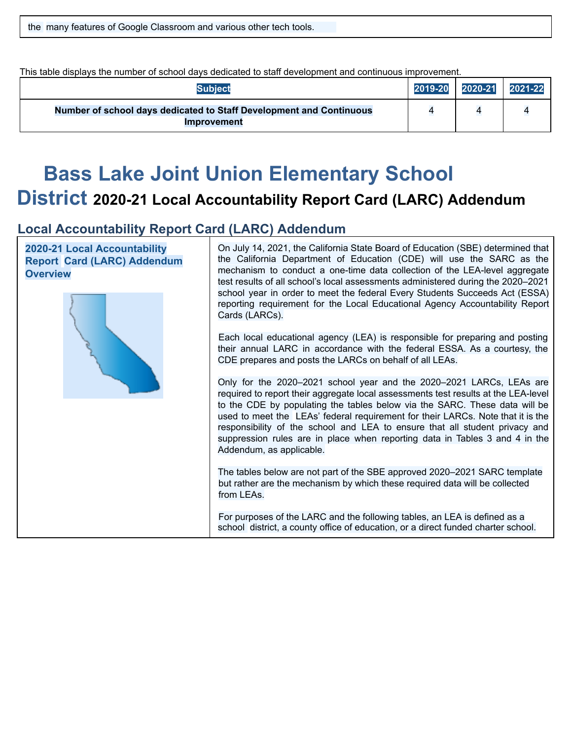| the many features of Google Classroom and various other tech tools. |
|---|

This table displays the number of school days dedicated to staff development and continuous improvement.

| Subject | 2019-20 | 2020-21 | 2021-22 |
|---|---|---|---|
| **Number of school days dedicated to Staff Development and Continuous Improvement** | 4 | 4 | 4 |

# Bass Lake Joint Union Elementary School District 2020-21 Local Accountability Report Card (LARC) Addendum

## Local Accountability Report Card (LARC) Addendum

### 2020-21 Local Accountability Report Card (LARC) Addendum Overview

On July 14, 2021, the California State Board of Education (SBE) determined that the California Department of Education (CDE) will use the SARC as the mechanism to conduct a one-time data collection of the LEA-level aggregate test results of all school's local assessments administered during the 2020–2021 school year in order to meet the federal Every Students Succeeds Act (ESSA) reporting requirement for the Local Educational Agency Accountability Report Cards (LARCs).

Each local educational agency (LEA) is responsible for preparing and posting their annual LARC in accordance with the federal ESSA. As a courtesy, the CDE prepares and posts the LARCs on behalf of all LEAs.

Only for the 2020–2021 school year and the 2020–2021 LARCs, LEAs are required to report their aggregate local assessments test results at the LEA-level to the CDE by populating the tables below via the SARC. These data will be used to meet the LEAs' federal requirement for their LARCs. Note that it is the responsibility of the school and LEA to ensure that all student privacy and suppression rules are in place when reporting data in Tables 3 and 4 in the Addendum, as applicable.

The tables below are not part of the SBE approved 2020–2021 SARC template but rather are the mechanism by which these required data will be collected from LEAs.

For purposes of the LARC and the following tables, an LEA is defined as a school district, a county office of education, or a direct funded charter school.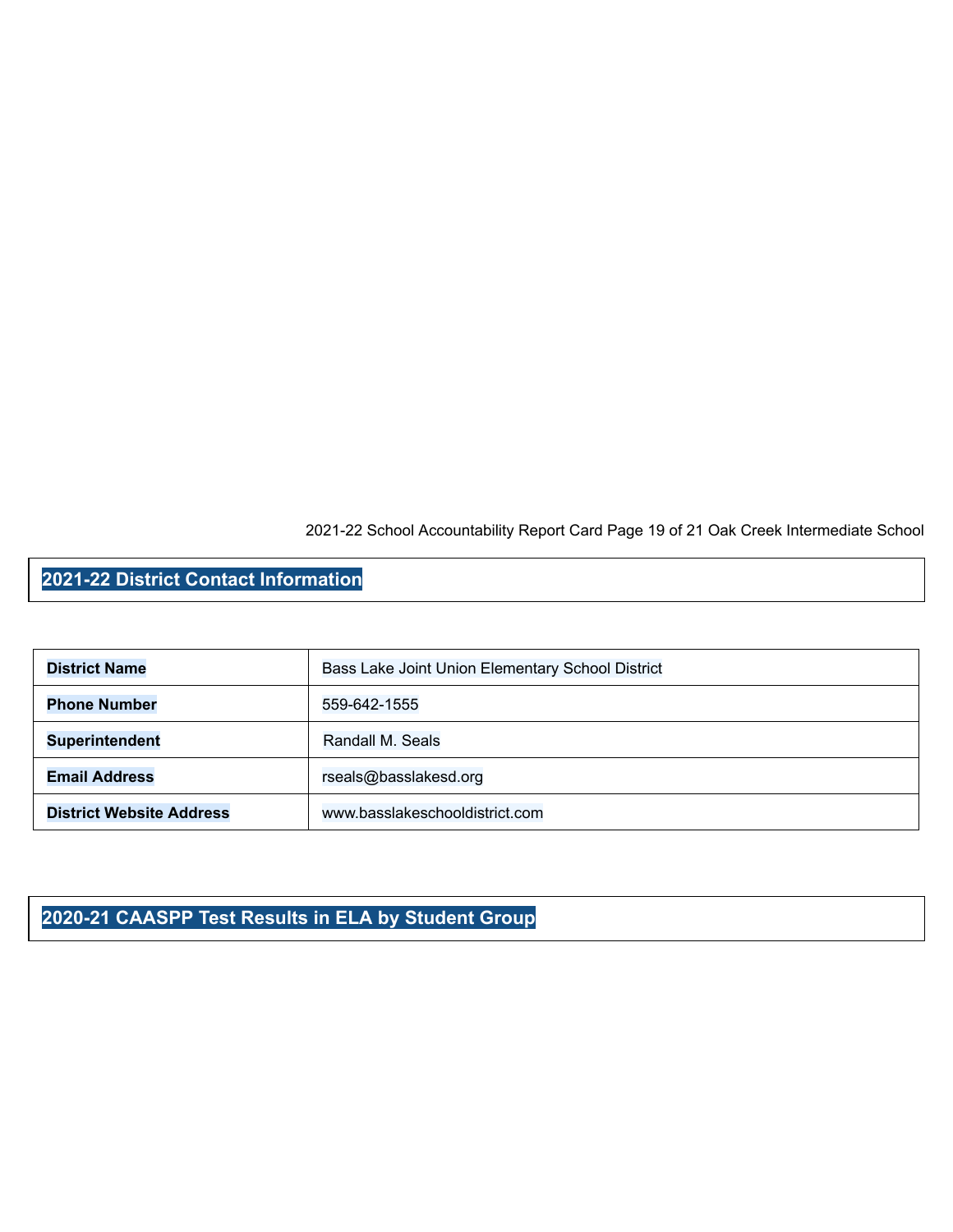## 2021-22 District Contact Information

| | |
|---|---|
| **District Name** | Bass Lake Joint Union Elementary School District |
| **Phone Number** | 559-642-1555 |
| **Superintendent** | Randall M. Seals |
| **Email Address** | rseals@basslakesd.org |
| **District Website Address** | www.basslakeschooldistrict.com |

## 2020-21 CAASPP Test Results in ELA by Student Group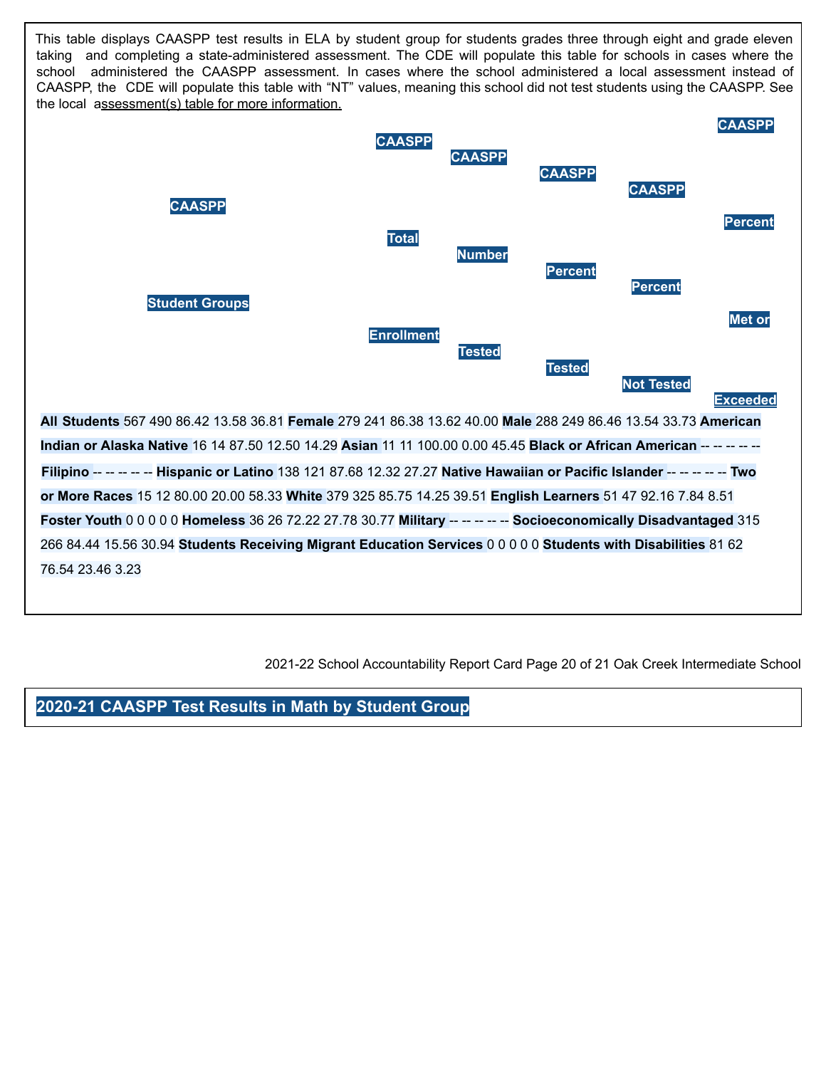This table displays CAASPP test results in ELA by student group for students grades three through eight and grade eleven taking and completing a state-administered assessment. The CDE will populate this table for schools in cases where the school administered the CAASPP assessment. In cases where the school administered a local assessment instead of CAASPP, the CDE will populate this table with "NT" values, meaning this school did not test students using the CAASPP. See the local assessment(s) table for more information.

| CAASPP Student Groups | CAASPP Total Enrollment | CAASPP Number Tested | CAASPP Percent Tested | CAASPP Percent Not Tested | CAASPP Percent Met or Exceeded |
|---|---|---|---|---|---|
| **All Students** | 567 | 490 | 86.42 | 13.58 | 36.81 |
| **Female** | 279 | 241 | 86.38 | 13.62 | 40.00 |
| **Male** | 288 | 249 | 86.46 | 13.54 | 33.73 |
| **American Indian or Alaska Native** | 16 | 14 | 87.50 | 12.50 | 14.29 |
| **Asian** | 11 | 11 | 100.00 | 0.00 | 45.45 |
| **Black or African American** | -- | -- | -- | -- | -- |
| **Filipino** | -- | -- | -- | -- | -- |
| **Hispanic or Latino** | 138 | 121 | 87.68 | 12.32 | 27.27 |
| **Native Hawaiian or Pacific Islander** | -- | -- | -- | -- | -- |
| **Two or More Races** | 15 | 12 | 80.00 | 20.00 | 58.33 |
| **White** | 379 | 325 | 85.75 | 14.25 | 39.51 |
| **English Learners** | 51 | 47 | 92.16 | 7.84 | 8.51 |
| **Foster Youth** | 0 | 0 | 0 | 0 | 0 |
| **Homeless** | 36 | 26 | 72.22 | 27.78 | 30.77 |
| **Military** | -- | -- | -- | -- | -- |
| **Socioeconomically Disadvantaged** | 315 | 266 | 84.44 | 15.56 | 30.94 |
| **Students Receiving Migrant Education Services** | 0 | 0 | 0 | 0 | 0 |
| **Students with Disabilities** | 81 | 62 | 76.54 | 23.46 | 3.23 |

## 2020-21 CAASPP Test Results in Math by Student Group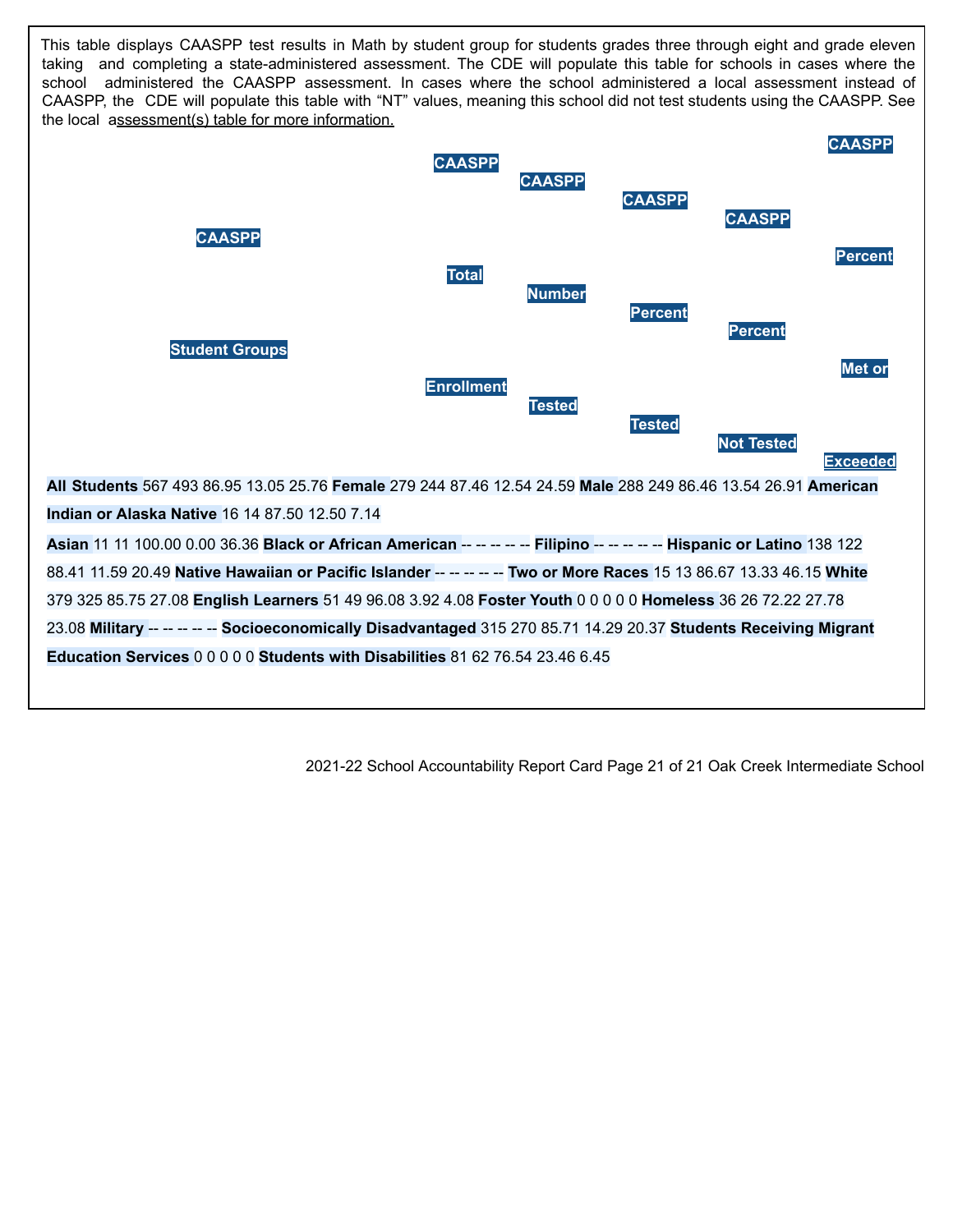This table displays CAASPP test results in Math by student group for students grades three through eight and grade eleven taking and completing a state-administered assessment. The CDE will populate this table for schools in cases where the school administered the CAASPP assessment. In cases where the school administered a local assessment instead of CAASPP, the CDE will populate this table with "NT" values, meaning this school did not test students using the CAASPP. See the local assessment(s) table for more information.

| CAASPP Student Groups | CAASPP Total Enrollment | CAASPP Number Tested | CAASPP Percent Tested | CAASPP Percent Not Tested | CAASPP Percent Met or Exceeded |
|---|---|---|---|---|---|
| **All Students** | 567 | 493 | 86.95 | 13.05 | 25.76 |
| **Female** | 279 | 244 | 87.46 | 12.54 | 24.59 |
| **Male** | 288 | 249 | 86.46 | 13.54 | 26.91 |
| **American Indian or Alaska Native** | 16 | 14 | 87.50 | 12.50 | 7.14 |
| **Asian** | 11 | 11 | 100.00 | 0.00 | 36.36 |
| **Black or African American** | -- | -- | -- | -- | -- |
| **Filipino** | -- | -- | -- | -- | -- |
| **Hispanic or Latino** | 138 | 122 | 88.41 | 11.59 | 20.49 |
| **Native Hawaiian or Pacific Islander** | -- | -- | -- | -- | -- |
| **Two or More Races** | 15 | 13 | 86.67 | 13.33 | 46.15 |
| **White** | 379 | 325 | 85.75 | | 27.08 |
| **English Learners** | 51 | 49 | 96.08 | 3.92 | 4.08 |
| **Foster Youth** | 0 | 0 | 0 | 0 | 0 |
| **Homeless** | 36 | 26 | 72.22 | 27.78 | 23.08 |
| **Military** | -- | -- | -- | -- | -- |
| **Socioeconomically Disadvantaged** | 315 | 270 | 85.71 | 14.29 | 20.37 |
| **Students Receiving Migrant Education Services** | 0 | 0 | 0 | 0 | 0 |
| **Students with Disabilities** | 81 | 62 | 76.54 | 23.46 | 6.45 |